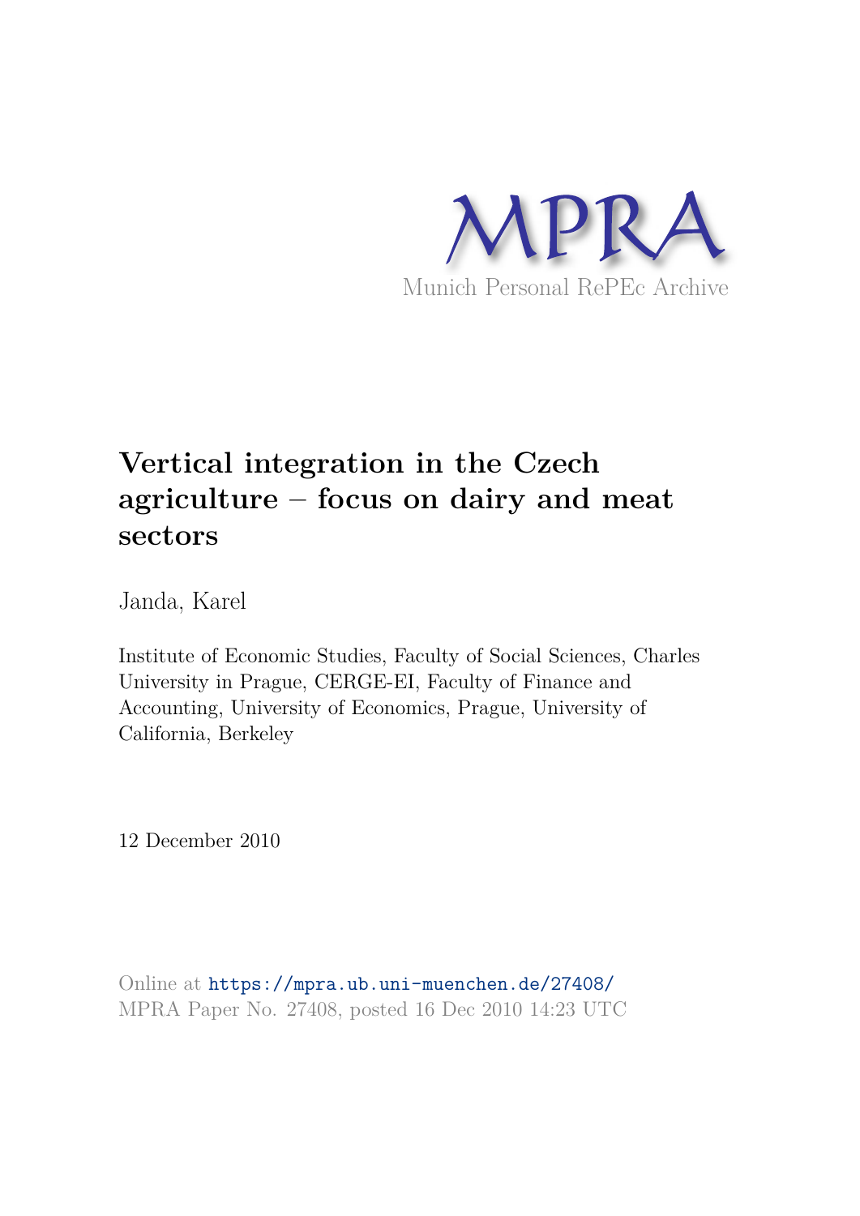MPRA

Munich Personal RePEc Archive

# Vertical integration in the Czech agriculture – focus on dairy and meat sectors

Janda, Karel

Institute of Economic Studies, Faculty of Social Sciences, Charles University in Prague, CERGE-EI, Faculty of Finance and Accounting, University of Economics, Prague, University of California, Berkeley

12 December 2010

Online at https://mpra.ub.uni-muenchen.de/27408/
MPRA Paper No. 27408, posted 16 Dec 2010 14:23 UTC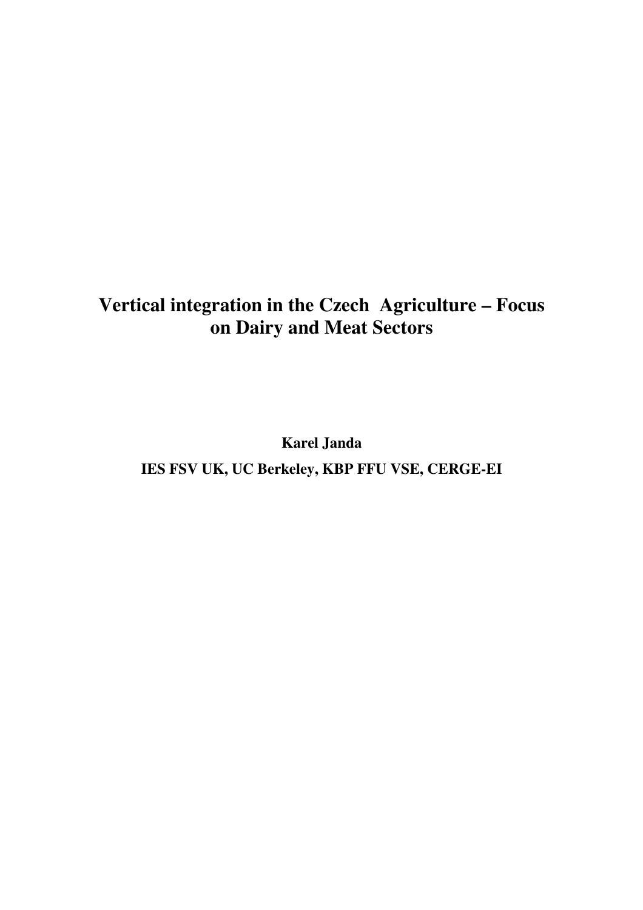# Vertical integration in the Czech Agriculture – Focus on Dairy and Meat Sectors

**Karel Janda**

**IES FSV UK, UC Berkeley, KBP FFU VSE, CERGE-EI**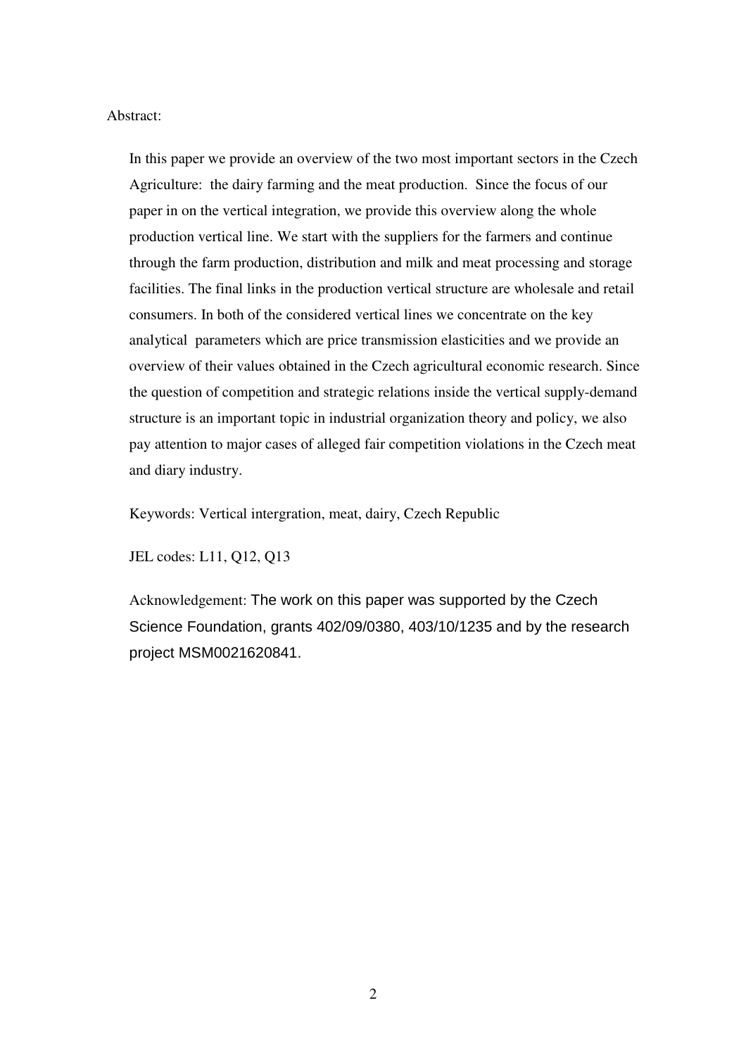Abstract:

In this paper we provide an overview of the two most important sectors in the Czech Agriculture: the dairy farming and the meat production. Since the focus of our paper in on the vertical integration, we provide this overview along the whole production vertical line. We start with the suppliers for the farmers and continue through the farm production, distribution and milk and meat processing and storage facilities. The final links in the production vertical structure are wholesale and retail consumers. In both of the considered vertical lines we concentrate on the key analytical parameters which are price transmission elasticities and we provide an overview of their values obtained in the Czech agricultural economic research. Since the question of competition and strategic relations inside the vertical supply-demand structure is an important topic in industrial organization theory and policy, we also pay attention to major cases of alleged fair competition violations in the Czech meat and diary industry.

Keywords: Vertical intergration, meat, dairy, Czech Republic

JEL codes: L11, Q12, Q13

Acknowledgement: The work on this paper was supported by the Czech Science Foundation, grants 402/09/0380, 403/10/1235 and by the research project MSM0021620841.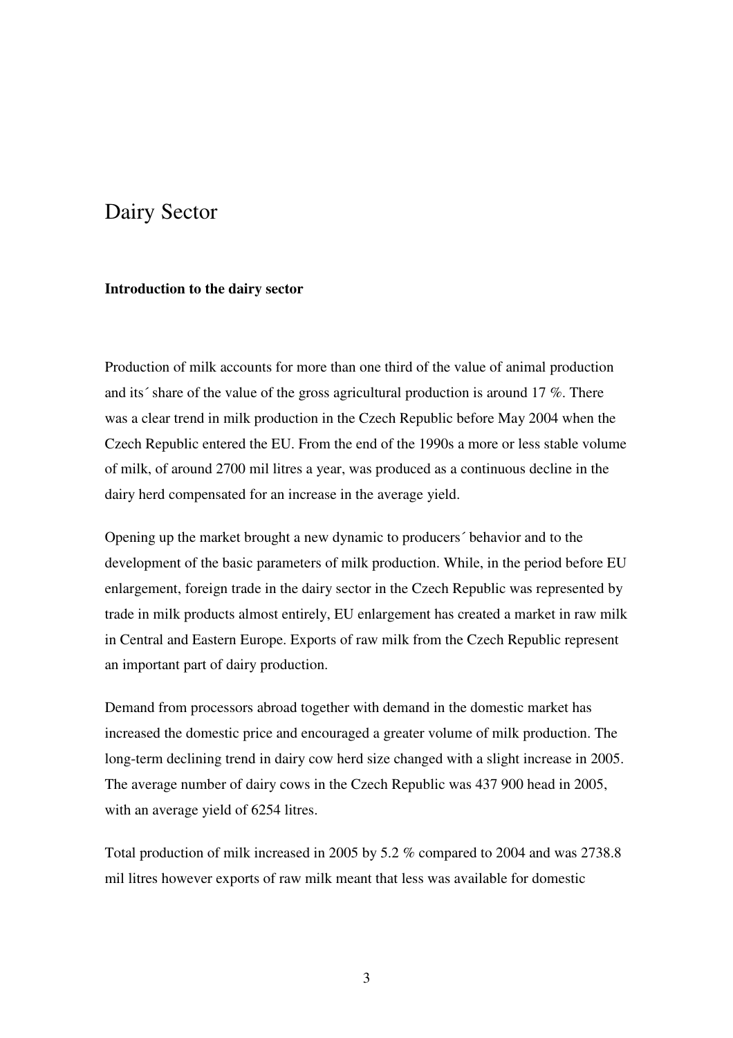# Dairy Sector

**Introduction to the dairy sector**

Production of milk accounts for more than one third of the value of animal production and its´ share of the value of the gross agricultural production is around 17 %. There was a clear trend in milk production in the Czech Republic before May 2004 when the Czech Republic entered the EU. From the end of the 1990s a more or less stable volume of milk, of around 2700 mil litres a year, was produced as a continuous decline in the dairy herd compensated for an increase in the average yield.

Opening up the market brought a new dynamic to producers´ behavior and to the development of the basic parameters of milk production. While, in the period before EU enlargement, foreign trade in the dairy sector in the Czech Republic was represented by trade in milk products almost entirely, EU enlargement has created a market in raw milk in Central and Eastern Europe. Exports of raw milk from the Czech Republic represent an important part of dairy production.

Demand from processors abroad together with demand in the domestic market has increased the domestic price and encouraged a greater volume of milk production. The long-term declining trend in dairy cow herd size changed with a slight increase in 2005. The average number of dairy cows in the Czech Republic was 437 900 head in 2005, with an average yield of 6254 litres.

Total production of milk increased in 2005 by 5.2 % compared to 2004 and was 2738.8 mil litres however exports of raw milk meant that less was available for domestic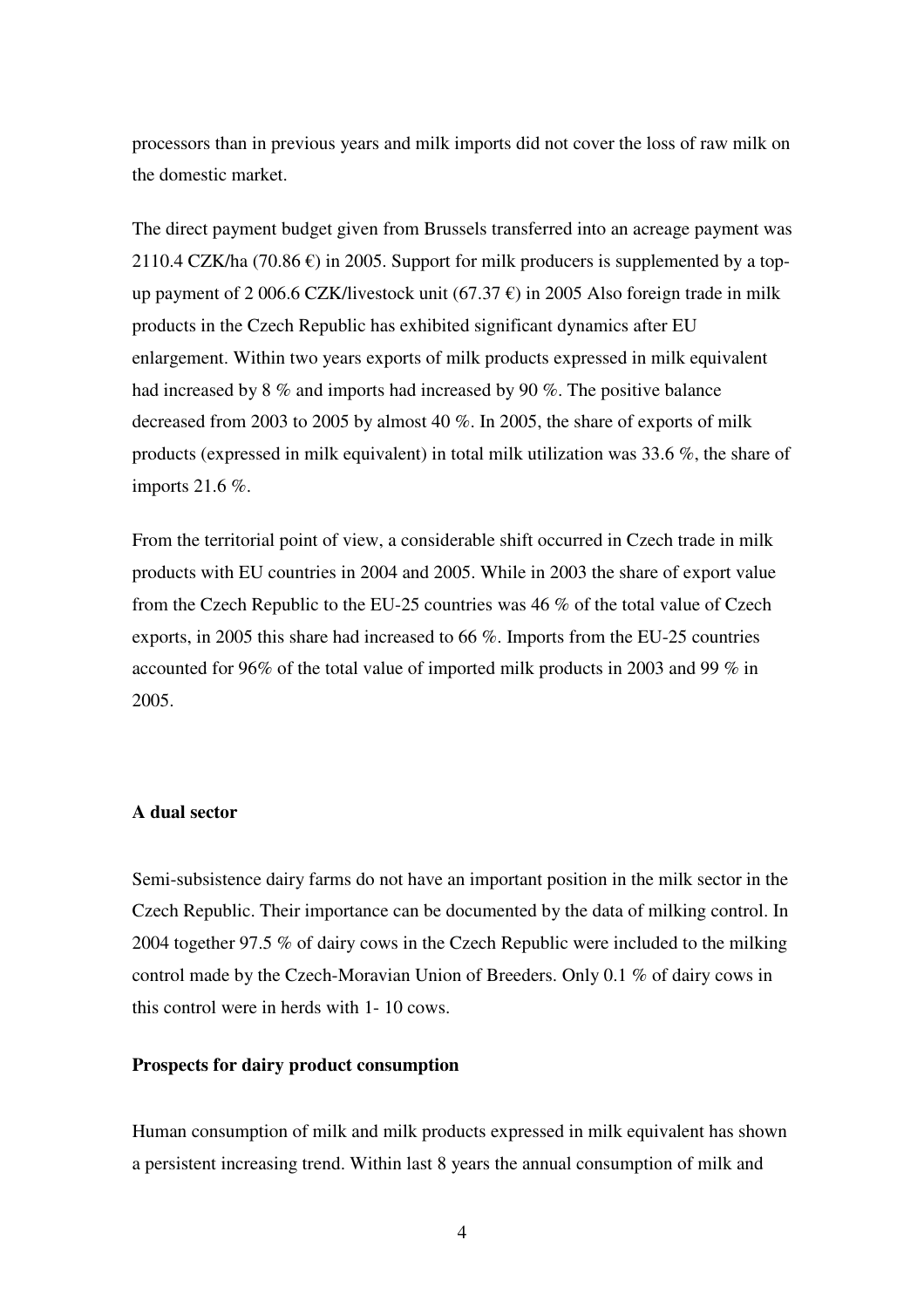processors than in previous years and milk imports did not cover the loss of raw milk on the domestic market.

The direct payment budget given from Brussels transferred into an acreage payment was 2110.4 CZK/ha (70.86 €) in 2005. Support for milk producers is supplemented by a top-up payment of 2 006.6 CZK/livestock unit (67.37 €) in 2005 Also foreign trade in milk products in the Czech Republic has exhibited significant dynamics after EU enlargement. Within two years exports of milk products expressed in milk equivalent had increased by 8 % and imports had increased by 90 %. The positive balance decreased from 2003 to 2005 by almost 40 %. In 2005, the share of exports of milk products (expressed in milk equivalent) in total milk utilization was 33.6 %, the share of imports 21.6 %.

From the territorial point of view, a considerable shift occurred in Czech trade in milk products with EU countries in 2004 and 2005. While in 2003 the share of export value from the Czech Republic to the EU-25 countries was 46 % of the total value of Czech exports, in 2005 this share had increased to 66 %. Imports from the EU-25 countries accounted for 96% of the total value of imported milk products in 2003 and 99 % in 2005.

**A dual sector**

Semi-subsistence dairy farms do not have an important position in the milk sector in the Czech Republic. Their importance can be documented by the data of milking control. In 2004 together 97.5 % of dairy cows in the Czech Republic were included to the milking control made by the Czech-Moravian Union of Breeders. Only 0.1 % of dairy cows in this control were in herds with 1- 10 cows.

**Prospects for dairy product consumption**

Human consumption of milk and milk products expressed in milk equivalent has shown a persistent increasing trend. Within last 8 years the annual consumption of milk and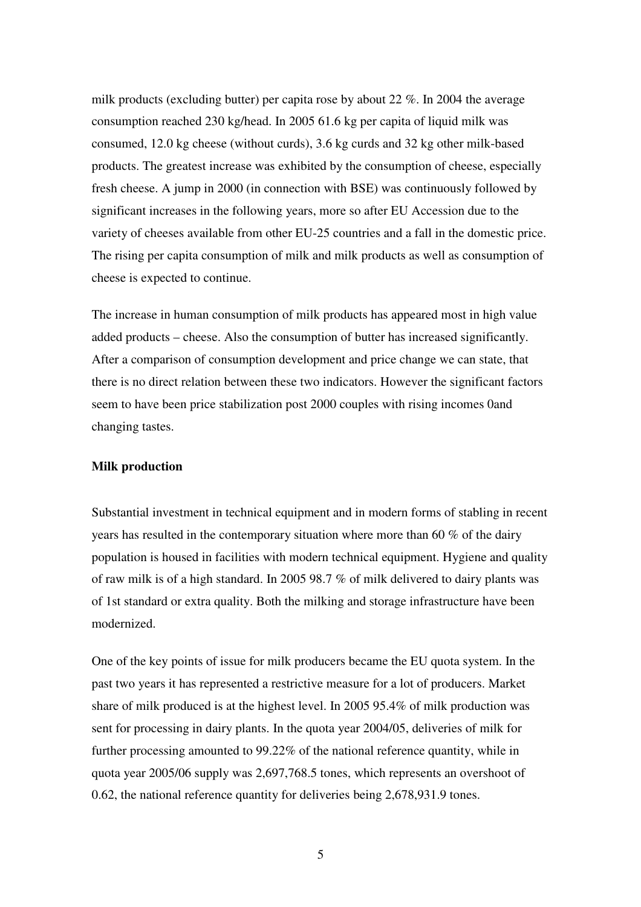milk products (excluding butter) per capita rose by about 22 %. In 2004 the average consumption reached 230 kg/head. In 2005 61.6 kg per capita of liquid milk was consumed, 12.0 kg cheese (without curds), 3.6 kg curds and 32 kg other milk-based products. The greatest increase was exhibited by the consumption of cheese, especially fresh cheese. A jump in 2000 (in connection with BSE) was continuously followed by significant increases in the following years, more so after EU Accession due to the variety of cheeses available from other EU-25 countries and a fall in the domestic price. The rising per capita consumption of milk and milk products as well as consumption of cheese is expected to continue.

The increase in human consumption of milk products has appeared most in high value added products – cheese. Also the consumption of butter has increased significantly. After a comparison of consumption development and price change we can state, that there is no direct relation between these two indicators. However the significant factors seem to have been price stabilization post 2000 couples with rising incomes 0and changing tastes.

**Milk production**

Substantial investment in technical equipment and in modern forms of stabling in recent years has resulted in the contemporary situation where more than 60 % of the dairy population is housed in facilities with modern technical equipment. Hygiene and quality of raw milk is of a high standard. In 2005 98.7 % of milk delivered to dairy plants was of 1st standard or extra quality. Both the milking and storage infrastructure have been modernized.

One of the key points of issue for milk producers became the EU quota system. In the past two years it has represented a restrictive measure for a lot of producers. Market share of milk produced is at the highest level. In 2005 95.4% of milk production was sent for processing in dairy plants. In the quota year 2004/05, deliveries of milk for further processing amounted to 99.22% of the national reference quantity, while in quota year 2005/06 supply was 2,697,768.5 tones, which represents an overshoot of 0.62, the national reference quantity for deliveries being 2,678,931.9 tones.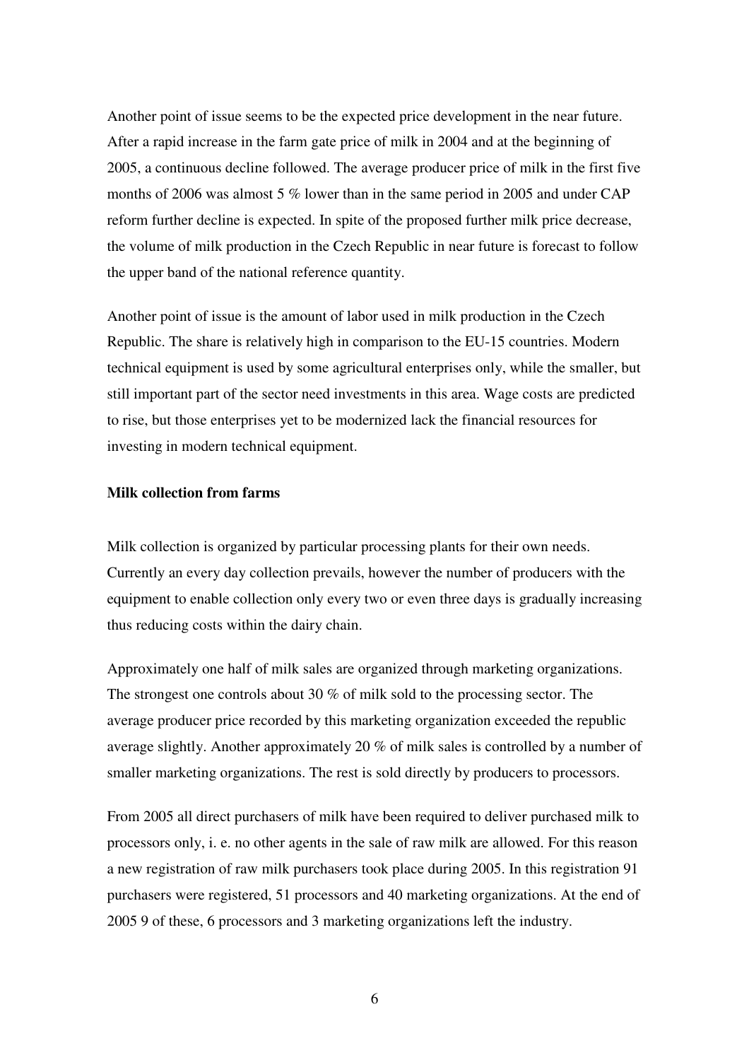Another point of issue seems to be the expected price development in the near future. After a rapid increase in the farm gate price of milk in 2004 and at the beginning of 2005, a continuous decline followed. The average producer price of milk in the first five months of 2006 was almost 5 % lower than in the same period in 2005 and under CAP reform further decline is expected. In spite of the proposed further milk price decrease, the volume of milk production in the Czech Republic in near future is forecast to follow the upper band of the national reference quantity.

Another point of issue is the amount of labor used in milk production in the Czech Republic. The share is relatively high in comparison to the EU-15 countries. Modern technical equipment is used by some agricultural enterprises only, while the smaller, but still important part of the sector need investments in this area. Wage costs are predicted to rise, but those enterprises yet to be modernized lack the financial resources for investing in modern technical equipment.

**Milk collection from farms**

Milk collection is organized by particular processing plants for their own needs. Currently an every day collection prevails, however the number of producers with the equipment to enable collection only every two or even three days is gradually increasing thus reducing costs within the dairy chain.

Approximately one half of milk sales are organized through marketing organizations. The strongest one controls about 30 % of milk sold to the processing sector. The average producer price recorded by this marketing organization exceeded the republic average slightly. Another approximately 20 % of milk sales is controlled by a number of smaller marketing organizations. The rest is sold directly by producers to processors.

From 2005 all direct purchasers of milk have been required to deliver purchased milk to processors only, i. e. no other agents in the sale of raw milk are allowed. For this reason a new registration of raw milk purchasers took place during 2005. In this registration 91 purchasers were registered, 51 processors and 40 marketing organizations. At the end of 2005 9 of these, 6 processors and 3 marketing organizations left the industry.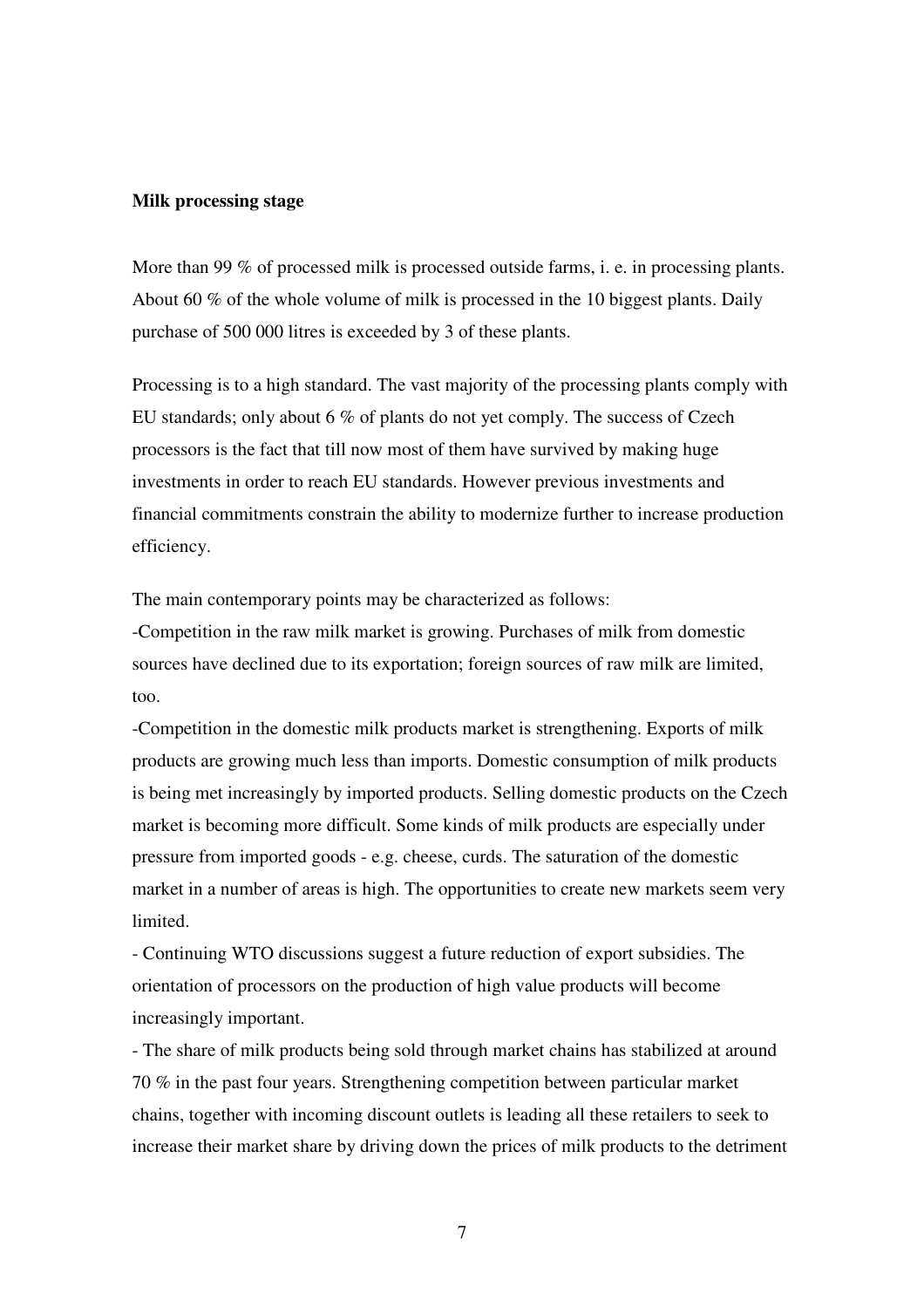**Milk processing stage**

More than 99 % of processed milk is processed outside farms, i. e. in processing plants. About 60 % of the whole volume of milk is processed in the 10 biggest plants. Daily purchase of 500 000 litres is exceeded by 3 of these plants.

Processing is to a high standard. The vast majority of the processing plants comply with EU standards; only about 6 % of plants do not yet comply. The success of Czech processors is the fact that till now most of them have survived by making huge investments in order to reach EU standards. However previous investments and financial commitments constrain the ability to modernize further to increase production efficiency.

The main contemporary points may be characterized as follows:

-Competition in the raw milk market is growing. Purchases of milk from domestic sources have declined due to its exportation; foreign sources of raw milk are limited, too.

-Competition in the domestic milk products market is strengthening. Exports of milk products are growing much less than imports. Domestic consumption of milk products is being met increasingly by imported products. Selling domestic products on the Czech market is becoming more difficult. Some kinds of milk products are especially under pressure from imported goods - e.g. cheese, curds. The saturation of the domestic market in a number of areas is high. The opportunities to create new markets seem very limited.

- Continuing WTO discussions suggest a future reduction of export subsidies. The orientation of processors on the production of high value products will become increasingly important.

- The share of milk products being sold through market chains has stabilized at around 70 % in the past four years. Strengthening competition between particular market chains, together with incoming discount outlets is leading all these retailers to seek to increase their market share by driving down the prices of milk products to the detriment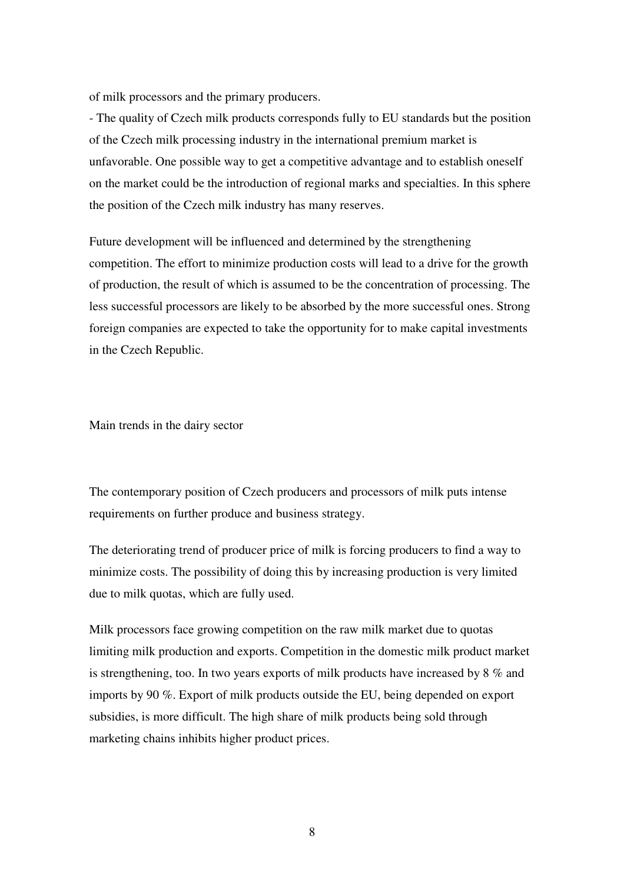of milk processors and the primary producers.

- The quality of Czech milk products corresponds fully to EU standards but the position of the Czech milk processing industry in the international premium market is unfavorable. One possible way to get a competitive advantage and to establish oneself on the market could be the introduction of regional marks and specialties. In this sphere the position of the Czech milk industry has many reserves.

Future development will be influenced and determined by the strengthening competition. The effort to minimize production costs will lead to a drive for the growth of production, the result of which is assumed to be the concentration of processing. The less successful processors are likely to be absorbed by the more successful ones. Strong foreign companies are expected to take the opportunity for to make capital investments in the Czech Republic.

## Main trends in the dairy sector

The contemporary position of Czech producers and processors of milk puts intense requirements on further produce and business strategy.

The deteriorating trend of producer price of milk is forcing producers to find a way to minimize costs. The possibility of doing this by increasing production is very limited due to milk quotas, which are fully used.

Milk processors face growing competition on the raw milk market due to quotas limiting milk production and exports. Competition in the domestic milk product market is strengthening, too. In two years exports of milk products have increased by 8 % and imports by 90 %. Export of milk products outside the EU, being depended on export subsidies, is more difficult. The high share of milk products being sold through marketing chains inhibits higher product prices.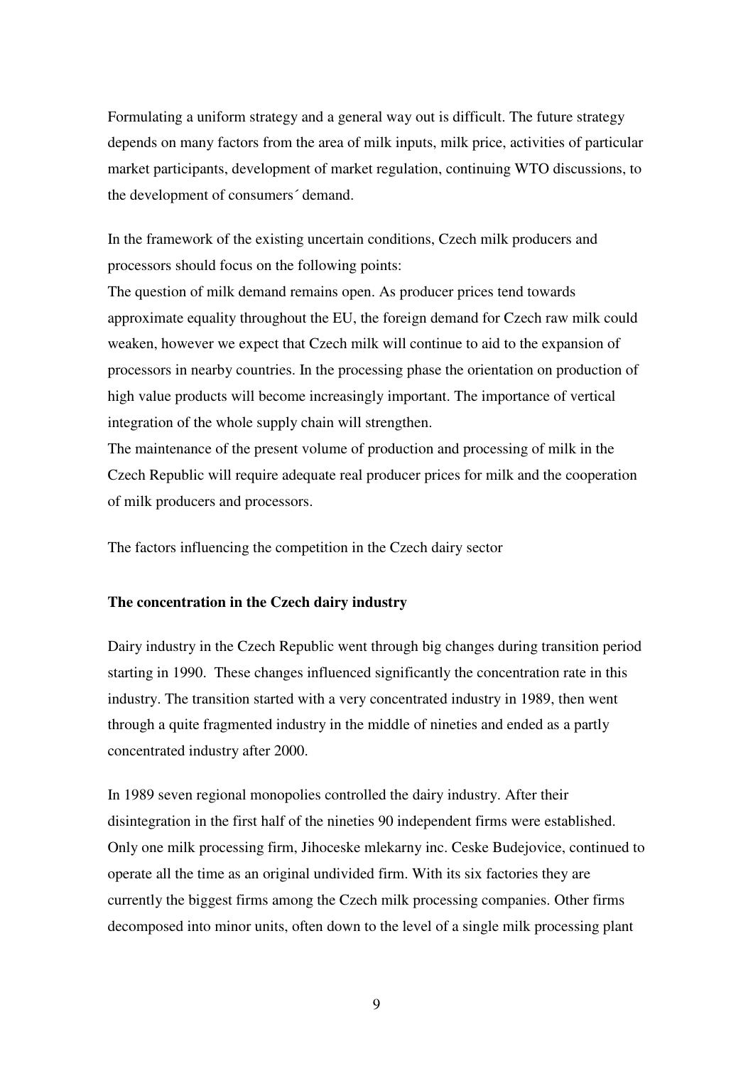Formulating a uniform strategy and a general way out is difficult. The future strategy depends on many factors from the area of milk inputs, milk price, activities of particular market participants, development of market regulation, continuing WTO discussions, to the development of consumers´ demand.

In the framework of the existing uncertain conditions, Czech milk producers and processors should focus on the following points:

The question of milk demand remains open. As producer prices tend towards approximate equality throughout the EU, the foreign demand for Czech raw milk could weaken, however we expect that Czech milk will continue to aid to the expansion of processors in nearby countries. In the processing phase the orientation on production of high value products will become increasingly important. The importance of vertical integration of the whole supply chain will strengthen.

The maintenance of the present volume of production and processing of milk in the Czech Republic will require adequate real producer prices for milk and the cooperation of milk producers and processors.

The factors influencing the competition in the Czech dairy sector

**The concentration in the Czech dairy industry**

Dairy industry in the Czech Republic went through big changes during transition period starting in 1990. These changes influenced significantly the concentration rate in this industry. The transition started with a very concentrated industry in 1989, then went through a quite fragmented industry in the middle of nineties and ended as a partly concentrated industry after 2000.

In 1989 seven regional monopolies controlled the dairy industry. After their disintegration in the first half of the nineties 90 independent firms were established. Only one milk processing firm, Jihoceske mlekarny inc. Ceske Budejovice, continued to operate all the time as an original undivided firm. With its six factories they are currently the biggest firms among the Czech milk processing companies. Other firms decomposed into minor units, often down to the level of a single milk processing plant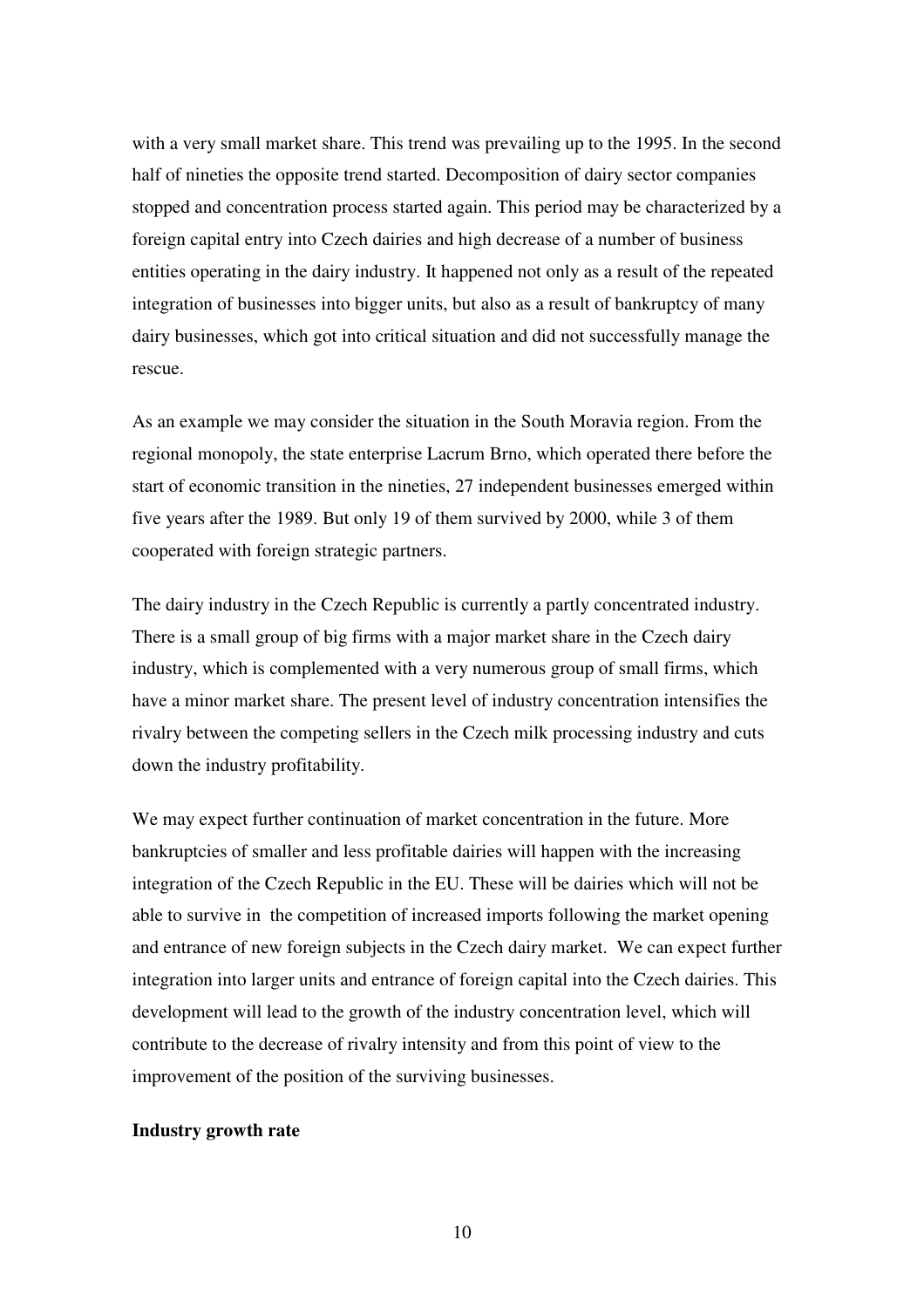with a very small market share. This trend was prevailing up to the 1995. In the second half of nineties the opposite trend started. Decomposition of dairy sector companies stopped and concentration process started again. This period may be characterized by a foreign capital entry into Czech dairies and high decrease of a number of business entities operating in the dairy industry. It happened not only as a result of the repeated integration of businesses into bigger units, but also as a result of bankruptcy of many dairy businesses, which got into critical situation and did not successfully manage the rescue.

As an example we may consider the situation in the South Moravia region. From the regional monopoly, the state enterprise Lacrum Brno, which operated there before the start of economic transition in the nineties, 27 independent businesses emerged within five years after the 1989. But only 19 of them survived by 2000, while 3 of them cooperated with foreign strategic partners.

The dairy industry in the Czech Republic is currently a partly concentrated industry. There is a small group of big firms with a major market share in the Czech dairy industry, which is complemented with a very numerous group of small firms, which have a minor market share. The present level of industry concentration intensifies the rivalry between the competing sellers in the Czech milk processing industry and cuts down the industry profitability.

We may expect further continuation of market concentration in the future. More bankruptcies of smaller and less profitable dairies will happen with the increasing integration of the Czech Republic in the EU. These will be dairies which will not be able to survive in the competition of increased imports following the market opening and entrance of new foreign subjects in the Czech dairy market. We can expect further integration into larger units and entrance of foreign capital into the Czech dairies. This development will lead to the growth of the industry concentration level, which will contribute to the decrease of rivalry intensity and from this point of view to the improvement of the position of the surviving businesses.

**Industry growth rate**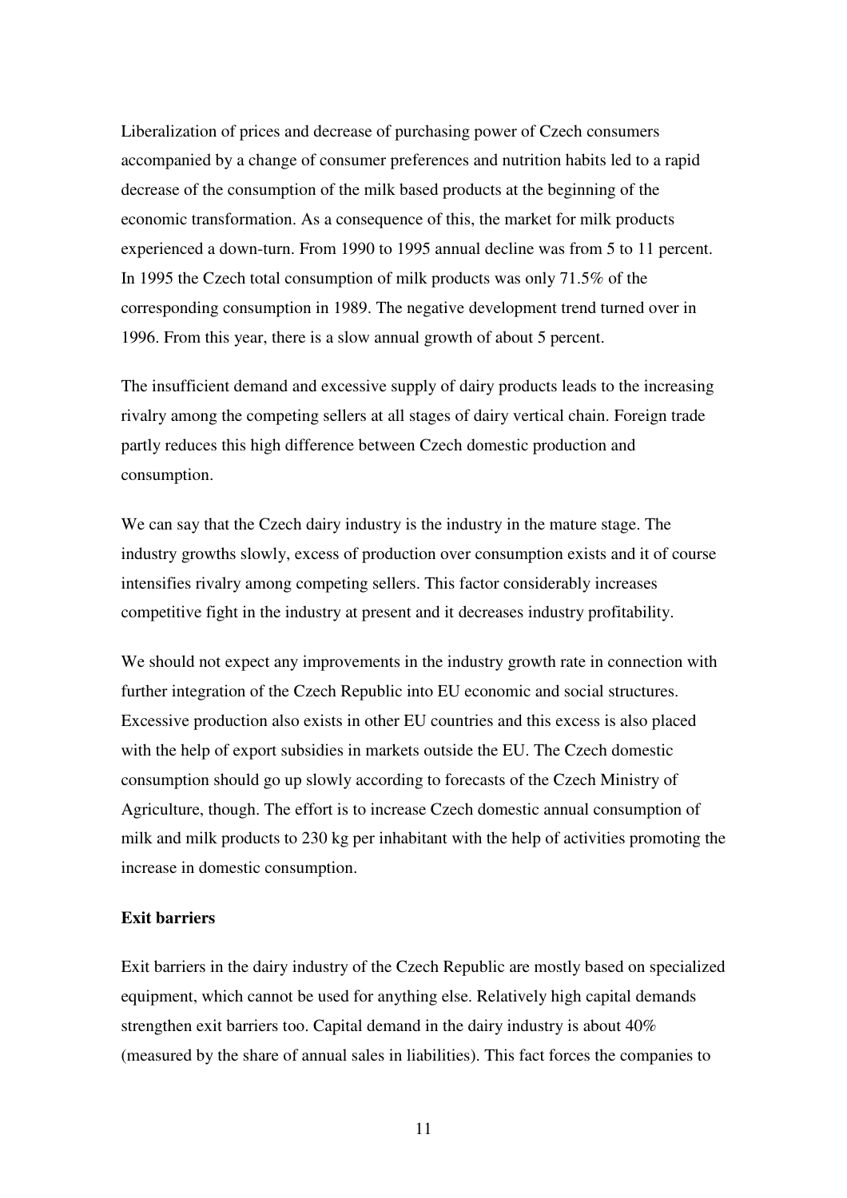Liberalization of prices and decrease of purchasing power of Czech consumers accompanied by a change of consumer preferences and nutrition habits led to a rapid decrease of the consumption of the milk based products at the beginning of the economic transformation. As a consequence of this, the market for milk products experienced a down-turn. From 1990 to 1995 annual decline was from 5 to 11 percent. In 1995 the Czech total consumption of milk products was only 71.5% of the corresponding consumption in 1989. The negative development trend turned over in 1996. From this year, there is a slow annual growth of about 5 percent.

The insufficient demand and excessive supply of dairy products leads to the increasing rivalry among the competing sellers at all stages of dairy vertical chain. Foreign trade partly reduces this high difference between Czech domestic production and consumption.

We can say that the Czech dairy industry is the industry in the mature stage. The industry growths slowly, excess of production over consumption exists and it of course intensifies rivalry among competing sellers. This factor considerably increases competitive fight in the industry at present and it decreases industry profitability.

We should not expect any improvements in the industry growth rate in connection with further integration of the Czech Republic into EU economic and social structures. Excessive production also exists in other EU countries and this excess is also placed with the help of export subsidies in markets outside the EU. The Czech domestic consumption should go up slowly according to forecasts of the Czech Ministry of Agriculture, though. The effort is to increase Czech domestic annual consumption of milk and milk products to 230 kg per inhabitant with the help of activities promoting the increase in domestic consumption.

**Exit barriers**

Exit barriers in the dairy industry of the Czech Republic are mostly based on specialized equipment, which cannot be used for anything else. Relatively high capital demands strengthen exit barriers too. Capital demand in the dairy industry is about 40% (measured by the share of annual sales in liabilities). This fact forces the companies to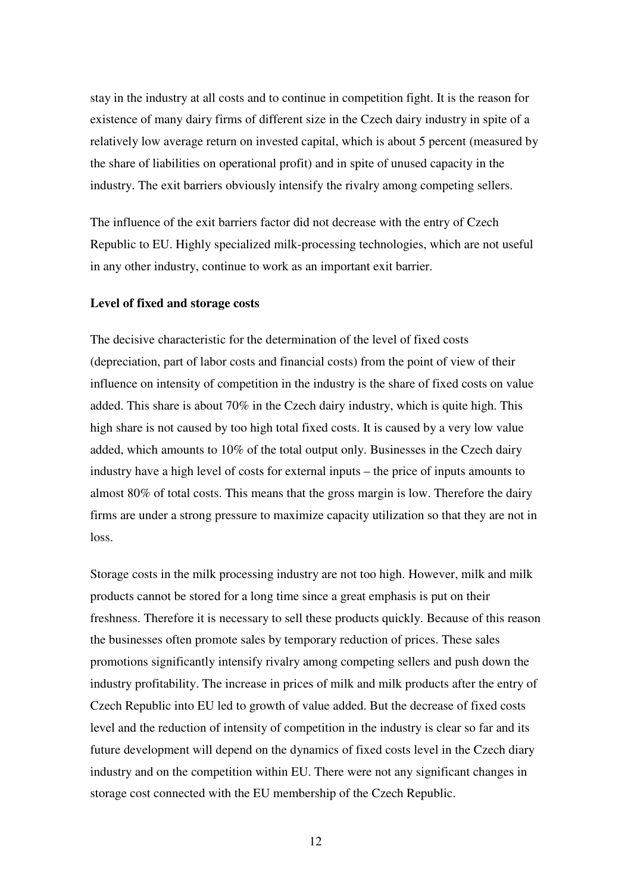stay in the industry at all costs and to continue in competition fight. It is the reason for existence of many dairy firms of different size in the Czech dairy industry in spite of a relatively low average return on invested capital, which is about 5 percent (measured by the share of liabilities on operational profit) and in spite of unused capacity in the industry. The exit barriers obviously intensify the rivalry among competing sellers.

The influence of the exit barriers factor did not decrease with the entry of Czech Republic to EU. Highly specialized milk-processing technologies, which are not useful in any other industry, continue to work as an important exit barrier.

**Level of fixed and storage costs**

The decisive characteristic for the determination of the level of fixed costs (depreciation, part of labor costs and financial costs) from the point of view of their influence on intensity of competition in the industry is the share of fixed costs on value added. This share is about 70% in the Czech dairy industry, which is quite high. This high share is not caused by too high total fixed costs. It is caused by a very low value added, which amounts to 10% of the total output only. Businesses in the Czech dairy industry have a high level of costs for external inputs – the price of inputs amounts to almost 80% of total costs. This means that the gross margin is low. Therefore the dairy firms are under a strong pressure to maximize capacity utilization so that they are not in loss.

Storage costs in the milk processing industry are not too high. However, milk and milk products cannot be stored for a long time since a great emphasis is put on their freshness. Therefore it is necessary to sell these products quickly. Because of this reason the businesses often promote sales by temporary reduction of prices. These sales promotions significantly intensify rivalry among competing sellers and push down the industry profitability. The increase in prices of milk and milk products after the entry of Czech Republic into EU led to growth of value added. But the decrease of fixed costs level and the reduction of intensity of competition in the industry is clear so far and its future development will depend on the dynamics of fixed costs level in the Czech diary industry and on the competition within EU. There were not any significant changes in storage cost connected with the EU membership of the Czech Republic.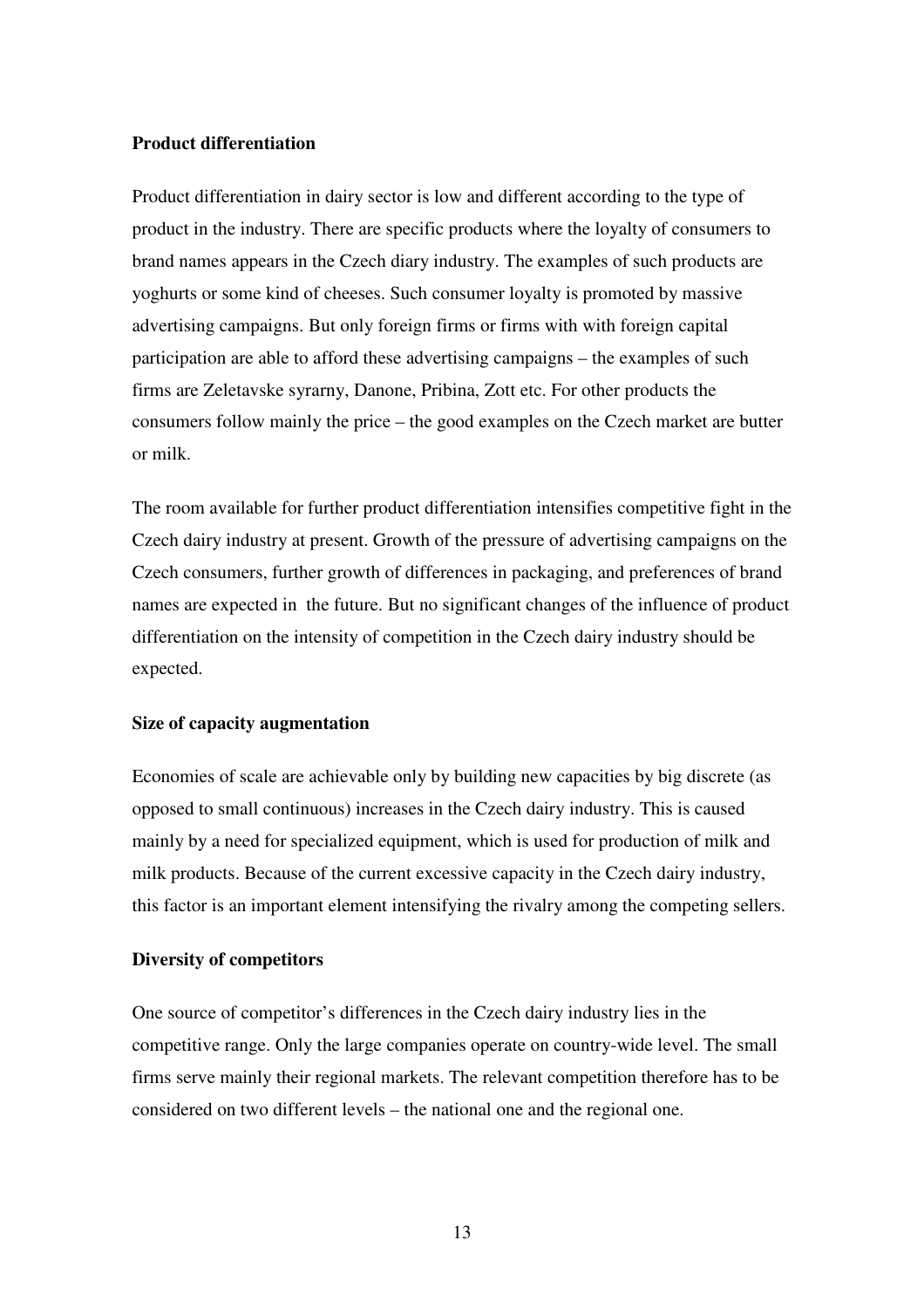**Product differentiation**

Product differentiation in dairy sector is low and different according to the type of product in the industry. There are specific products where the loyalty of consumers to brand names appears in the Czech diary industry. The examples of such products are yoghurts or some kind of cheeses. Such consumer loyalty is promoted by massive advertising campaigns. But only foreign firms or firms with with foreign capital participation are able to afford these advertising campaigns – the examples of such firms are Zeletavske syrarny, Danone, Pribina, Zott etc. For other products the consumers follow mainly the price – the good examples on the Czech market are butter or milk.

The room available for further product differentiation intensifies competitive fight in the Czech dairy industry at present. Growth of the pressure of advertising campaigns on the Czech consumers, further growth of differences in packaging, and preferences of brand names are expected in the future. But no significant changes of the influence of product differentiation on the intensity of competition in the Czech dairy industry should be expected.

**Size of capacity augmentation**

Economies of scale are achievable only by building new capacities by big discrete (as opposed to small continuous) increases in the Czech dairy industry. This is caused mainly by a need for specialized equipment, which is used for production of milk and milk products. Because of the current excessive capacity in the Czech dairy industry, this factor is an important element intensifying the rivalry among the competing sellers.

**Diversity of competitors**

One source of competitor's differences in the Czech dairy industry lies in the competitive range. Only the large companies operate on country-wide level. The small firms serve mainly their regional markets. The relevant competition therefore has to be considered on two different levels – the national one and the regional one.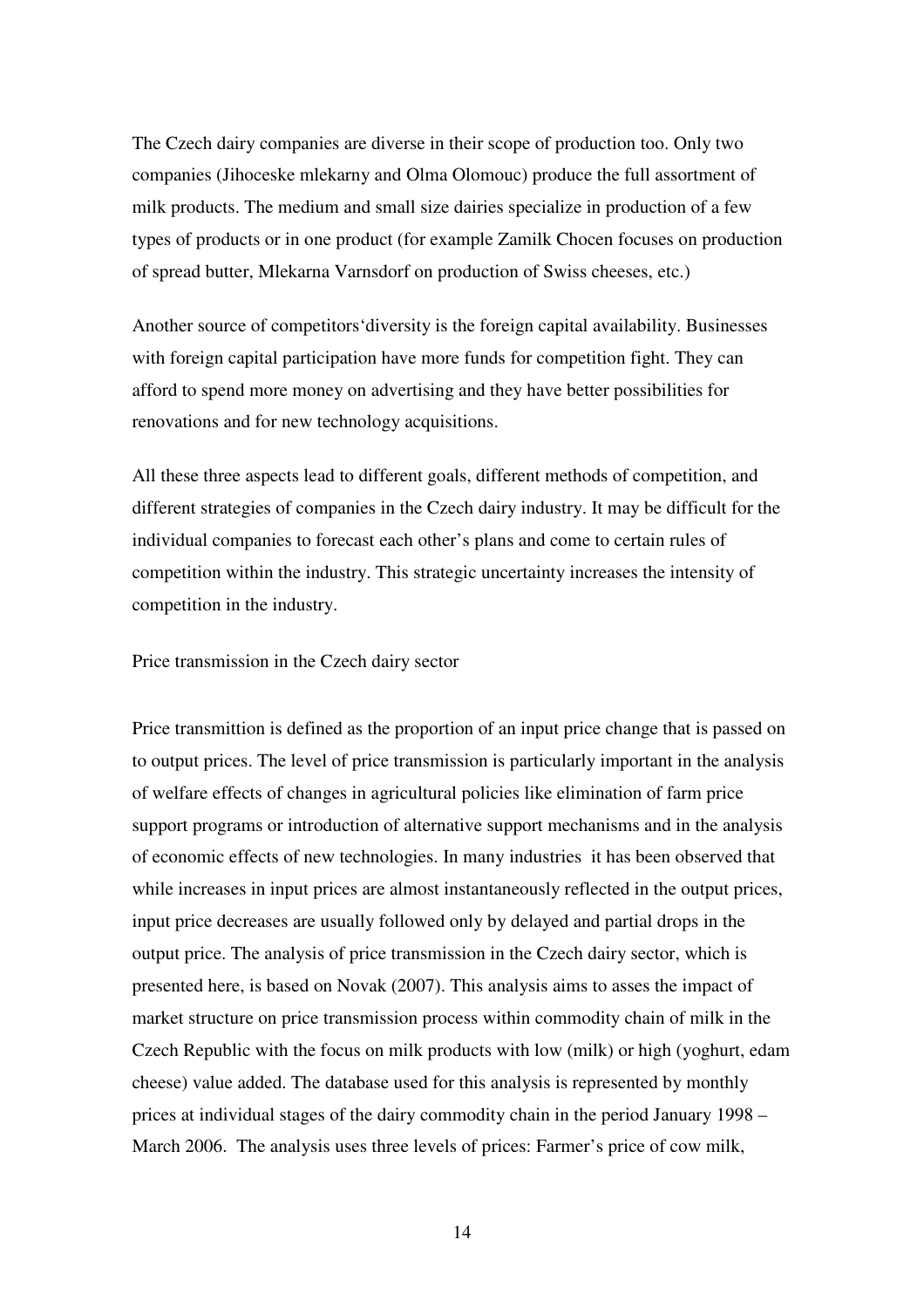The Czech dairy companies are diverse in their scope of production too. Only two companies (Jihoceske mlekarny and Olma Olomouc) produce the full assortment of milk products. The medium and small size dairies specialize in production of a few types of products or in one product (for example Zamilk Chocen focuses on production of spread butter, Mlekarna Varnsdorf on production of Swiss cheeses, etc.)

Another source of competitors‘diversity is the foreign capital availability. Businesses with foreign capital participation have more funds for competition fight. They can afford to spend more money on advertising and they have better possibilities for renovations and for new technology acquisitions.

All these three aspects lead to different goals, different methods of competition, and different strategies of companies in the Czech dairy industry. It may be difficult for the individual companies to forecast each other's plans and come to certain rules of competition within the industry. This strategic uncertainty increases the intensity of competition in the industry.

## Price transmission in the Czech dairy sector

Price transmittion is defined as the proportion of an input price change that is passed on to output prices. The level of price transmission is particularly important in the analysis of welfare effects of changes in agricultural policies like elimination of farm price support programs or introduction of alternative support mechanisms and in the analysis of economic effects of new technologies. In many industries it has been observed that while increases in input prices are almost instantaneously reflected in the output prices, input price decreases are usually followed only by delayed and partial drops in the output price. The analysis of price transmission in the Czech dairy sector, which is presented here, is based on Novak (2007). This analysis aims to asses the impact of market structure on price transmission process within commodity chain of milk in the Czech Republic with the focus on milk products with low (milk) or high (yoghurt, edam cheese) value added. The database used for this analysis is represented by monthly prices at individual stages of the dairy commodity chain in the period January 1998 – March 2006. The analysis uses three levels of prices: Farmer's price of cow milk,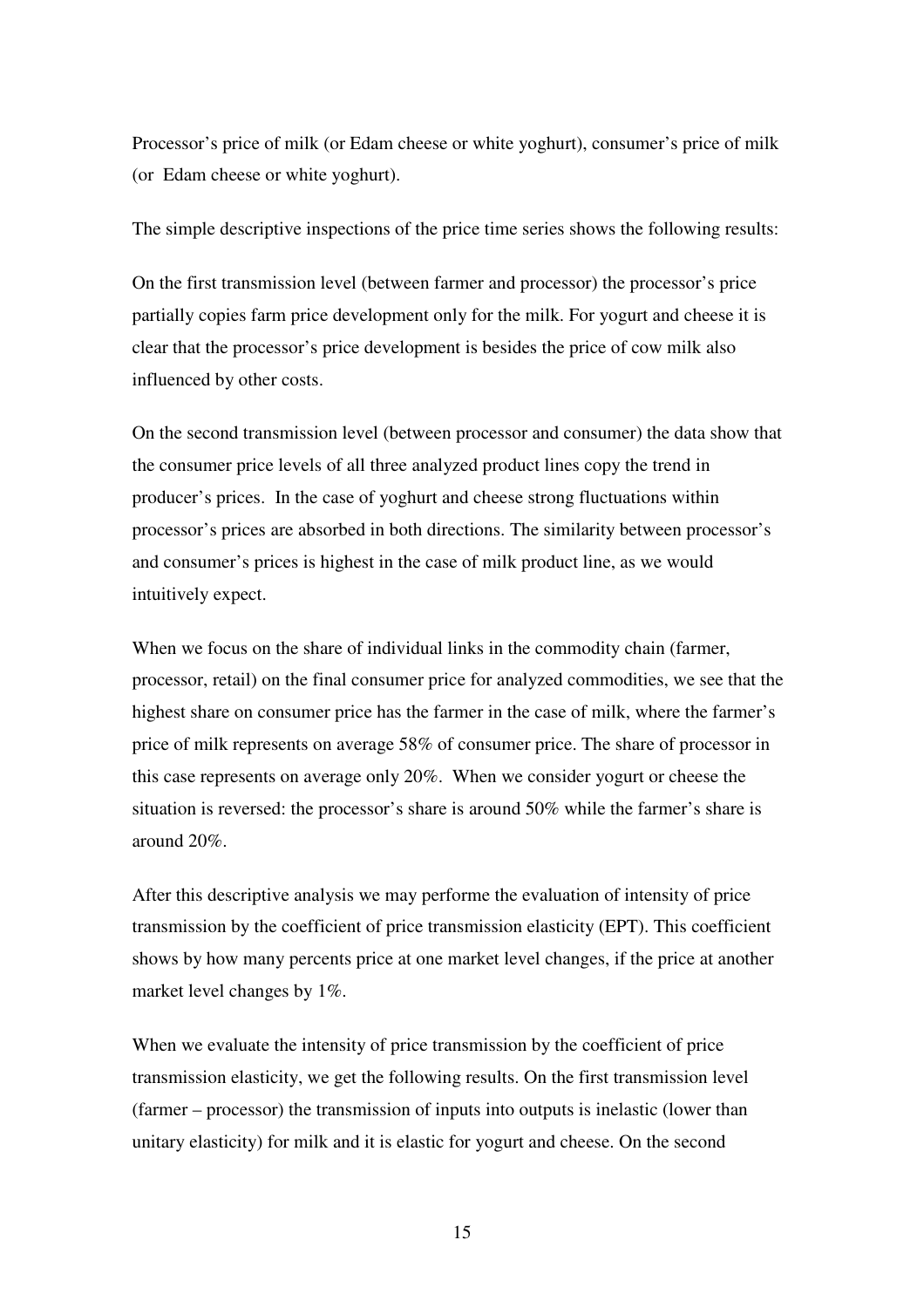Processor's price of milk (or Edam cheese or white yoghurt), consumer's price of milk (or Edam cheese or white yoghurt).

The simple descriptive inspections of the price time series shows the following results:

On the first transmission level (between farmer and processor) the processor's price partially copies farm price development only for the milk. For yogurt and cheese it is clear that the processor's price development is besides the price of cow milk also influenced by other costs.

On the second transmission level (between processor and consumer) the data show that the consumer price levels of all three analyzed product lines copy the trend in producer's prices. In the case of yoghurt and cheese strong fluctuations within processor's prices are absorbed in both directions. The similarity between processor's and consumer's prices is highest in the case of milk product line, as we would intuitively expect.

When we focus on the share of individual links in the commodity chain (farmer, processor, retail) on the final consumer price for analyzed commodities, we see that the highest share on consumer price has the farmer in the case of milk, where the farmer's price of milk represents on average 58% of consumer price. The share of processor in this case represents on average only 20%. When we consider yogurt or cheese the situation is reversed: the processor's share is around 50% while the farmer's share is around 20%.

After this descriptive analysis we may performe the evaluation of intensity of price transmission by the coefficient of price transmission elasticity (EPT). This coefficient shows by how many percents price at one market level changes, if the price at another market level changes by 1%.

When we evaluate the intensity of price transmission by the coefficient of price transmission elasticity, we get the following results. On the first transmission level (farmer – processor) the transmission of inputs into outputs is inelastic (lower than unitary elasticity) for milk and it is elastic for yogurt and cheese. On the second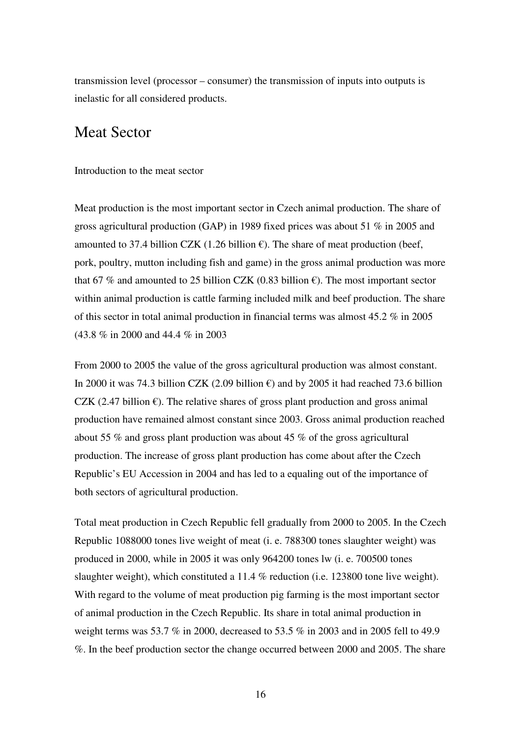transmission level (processor – consumer) the transmission of inputs into outputs is inelastic for all considered products.

# Meat Sector

Introduction to the meat sector

Meat production is the most important sector in Czech animal production. The share of gross agricultural production (GAP) in 1989 fixed prices was about 51 % in 2005 and amounted to 37.4 billion CZK (1.26 billion €). The share of meat production (beef, pork, poultry, mutton including fish and game) in the gross animal production was more that 67 % and amounted to 25 billion CZK (0.83 billion €). The most important sector within animal production is cattle farming included milk and beef production. The share of this sector in total animal production in financial terms was almost 45.2 % in 2005 (43.8 % in 2000 and 44.4 % in 2003

From 2000 to 2005 the value of the gross agricultural production was almost constant. In 2000 it was 74.3 billion CZK (2.09 billion €) and by 2005 it had reached 73.6 billion CZK (2.47 billion €). The relative shares of gross plant production and gross animal production have remained almost constant since 2003. Gross animal production reached about 55 % and gross plant production was about 45 % of the gross agricultural production. The increase of gross plant production has come about after the Czech Republic's EU Accession in 2004 and has led to a equaling out of the importance of both sectors of agricultural production.

Total meat production in Czech Republic fell gradually from 2000 to 2005. In the Czech Republic 1088000 tones live weight of meat (i. e. 788300 tones slaughter weight) was produced in 2000, while in 2005 it was only 964200 tones lw (i. e. 700500 tones slaughter weight), which constituted a 11.4 % reduction (i.e. 123800 tone live weight). With regard to the volume of meat production pig farming is the most important sector of animal production in the Czech Republic. Its share in total animal production in weight terms was 53.7 % in 2000, decreased to 53.5 % in 2003 and in 2005 fell to 49.9 %. In the beef production sector the change occurred between 2000 and 2005. The share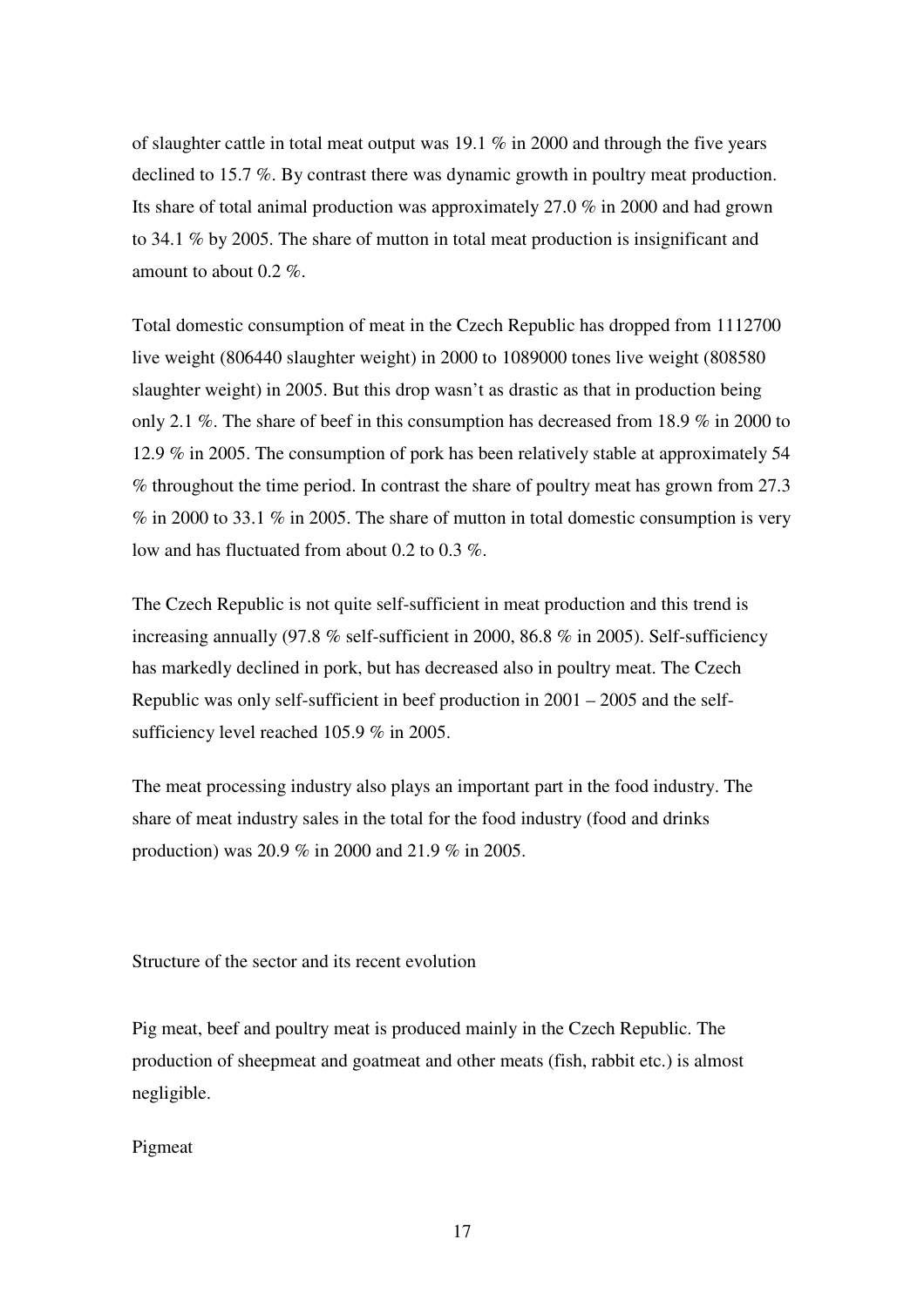of slaughter cattle in total meat output was 19.1 % in 2000 and through the five years declined to 15.7 %. By contrast there was dynamic growth in poultry meat production. Its share of total animal production was approximately 27.0 % in 2000 and had grown to 34.1 % by 2005. The share of mutton in total meat production is insignificant and amount to about 0.2 %.

Total domestic consumption of meat in the Czech Republic has dropped from 1112700 live weight (806440 slaughter weight) in 2000 to 1089000 tones live weight (808580 slaughter weight) in 2005. But this drop wasn't as drastic as that in production being only 2.1 %. The share of beef in this consumption has decreased from 18.9 % in 2000 to 12.9 % in 2005. The consumption of pork has been relatively stable at approximately 54 % throughout the time period. In contrast the share of poultry meat has grown from 27.3 % in 2000 to 33.1 % in 2005. The share of mutton in total domestic consumption is very low and has fluctuated from about 0.2 to 0.3 %.

The Czech Republic is not quite self-sufficient in meat production and this trend is increasing annually (97.8 % self-sufficient in 2000, 86.8 % in 2005). Self-sufficiency has markedly declined in pork, but has decreased also in poultry meat. The Czech Republic was only self-sufficient in beef production in 2001 – 2005 and the self-sufficiency level reached 105.9 % in 2005.

The meat processing industry also plays an important part in the food industry. The share of meat industry sales in the total for the food industry (food and drinks production) was 20.9 % in 2000 and 21.9 % in 2005.

## Structure of the sector and its recent evolution

Pig meat, beef and poultry meat is produced mainly in the Czech Republic. The production of sheepmeat and goatmeat and other meats (fish, rabbit etc.) is almost negligible.

### Pigmeat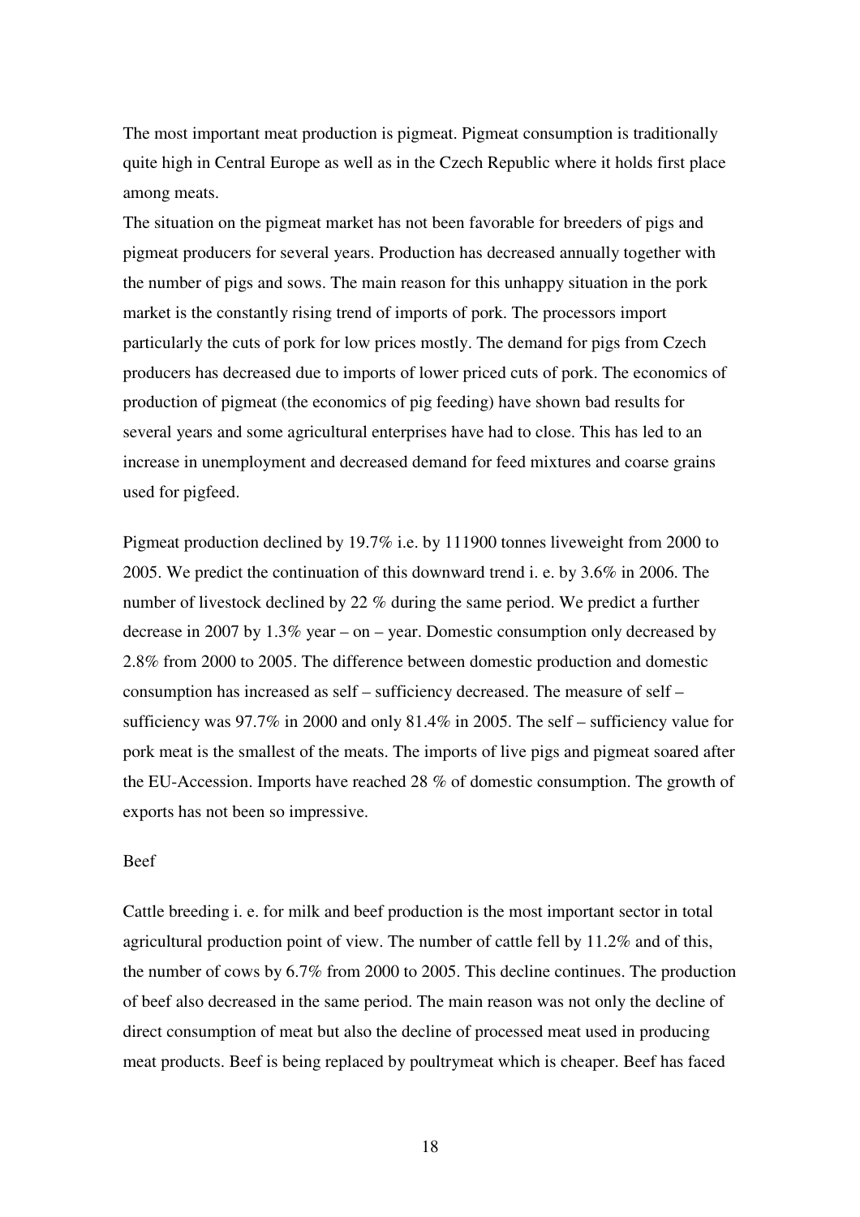The most important meat production is pigmeat. Pigmeat consumption is traditionally quite high in Central Europe as well as in the Czech Republic where it holds first place among meats.

The situation on the pigmeat market has not been favorable for breeders of pigs and pigmeat producers for several years. Production has decreased annually together with the number of pigs and sows. The main reason for this unhappy situation in the pork market is the constantly rising trend of imports of pork. The processors import particularly the cuts of pork for low prices mostly. The demand for pigs from Czech producers has decreased due to imports of lower priced cuts of pork. The economics of production of pigmeat (the economics of pig feeding) have shown bad results for several years and some agricultural enterprises have had to close. This has led to an increase in unemployment and decreased demand for feed mixtures and coarse grains used for pigfeed.

Pigmeat production declined by 19.7% i.e. by 111900 tonnes liveweight from 2000 to 2005. We predict the continuation of this downward trend i. e. by 3.6% in 2006. The number of livestock declined by 22 % during the same period. We predict a further decrease in 2007 by 1.3% year – on – year. Domestic consumption only decreased by 2.8% from 2000 to 2005. The difference between domestic production and domestic consumption has increased as self – sufficiency decreased. The measure of self – sufficiency was 97.7% in 2000 and only 81.4% in 2005. The self – sufficiency value for pork meat is the smallest of the meats. The imports of live pigs and pigmeat soared after the EU-Accession. Imports have reached 28 % of domestic consumption. The growth of exports has not been so impressive.

Beef

Cattle breeding i. e. for milk and beef production is the most important sector in total agricultural production point of view. The number of cattle fell by 11.2% and of this, the number of cows by 6.7% from 2000 to 2005. This decline continues. The production of beef also decreased in the same period. The main reason was not only the decline of direct consumption of meat but also the decline of processed meat used in producing meat products. Beef is being replaced by poultrymeat which is cheaper. Beef has faced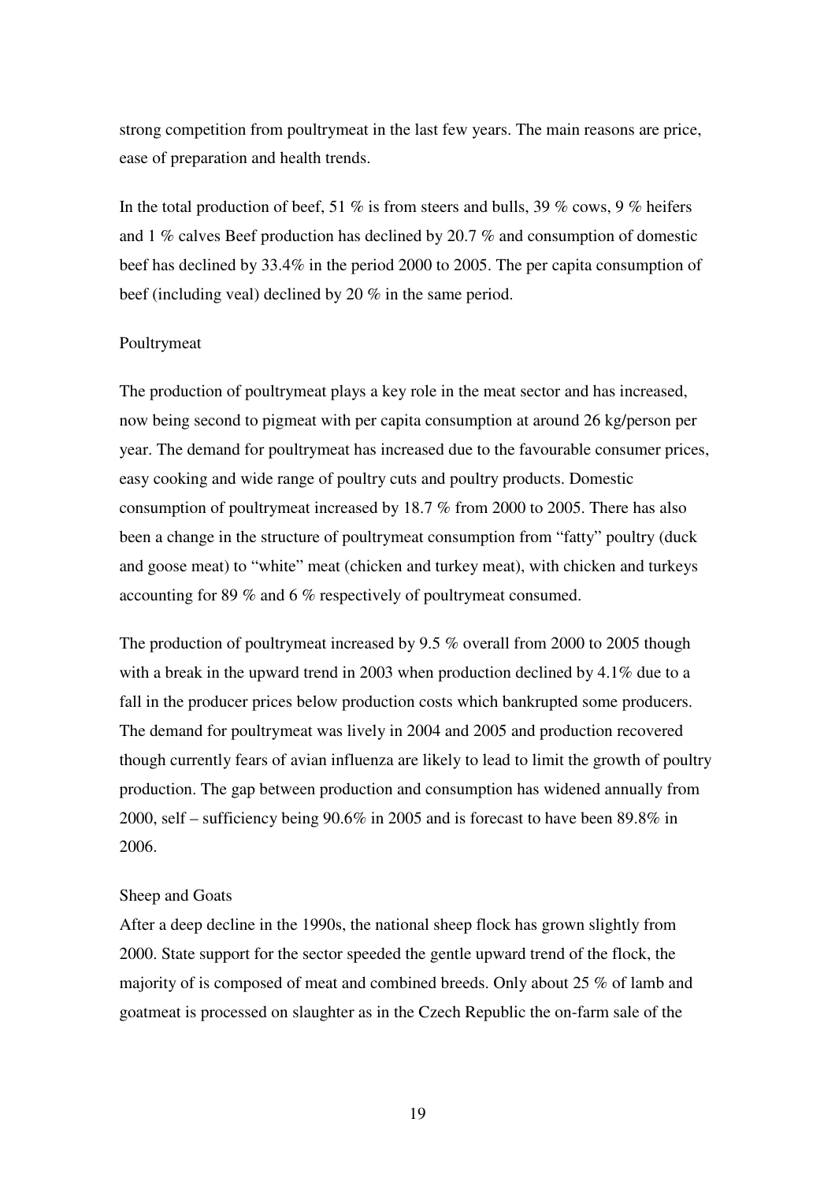strong competition from poultrymeat in the last few years. The main reasons are price, ease of preparation and health trends.

In the total production of beef, 51 % is from steers and bulls, 39 % cows, 9 % heifers and 1 % calves Beef production has declined by 20.7 % and consumption of domestic beef has declined by 33.4% in the period 2000 to 2005. The per capita consumption of beef (including veal) declined by 20 % in the same period.

Poultrymeat

The production of poultrymeat plays a key role in the meat sector and has increased, now being second to pigmeat with per capita consumption at around 26 kg/person per year. The demand for poultrymeat has increased due to the favourable consumer prices, easy cooking and wide range of poultry cuts and poultry products. Domestic consumption of poultrymeat increased by 18.7 % from 2000 to 2005. There has also been a change in the structure of poultrymeat consumption from "fatty" poultry (duck and goose meat) to "white" meat (chicken and turkey meat), with chicken and turkeys accounting for 89 % and 6 % respectively of poultrymeat consumed.

The production of poultrymeat increased by 9.5 % overall from 2000 to 2005 though with a break in the upward trend in 2003 when production declined by 4.1% due to a fall in the producer prices below production costs which bankrupted some producers. The demand for poultrymeat was lively in 2004 and 2005 and production recovered though currently fears of avian influenza are likely to lead to limit the growth of poultry production. The gap between production and consumption has widened annually from 2000, self – sufficiency being 90.6% in 2005 and is forecast to have been 89.8% in 2006.

Sheep and Goats

After a deep decline in the 1990s, the national sheep flock has grown slightly from 2000. State support for the sector speeded the gentle upward trend of the flock, the majority of is composed of meat and combined breeds. Only about 25 % of lamb and goatmeat is processed on slaughter as in the Czech Republic the on-farm sale of the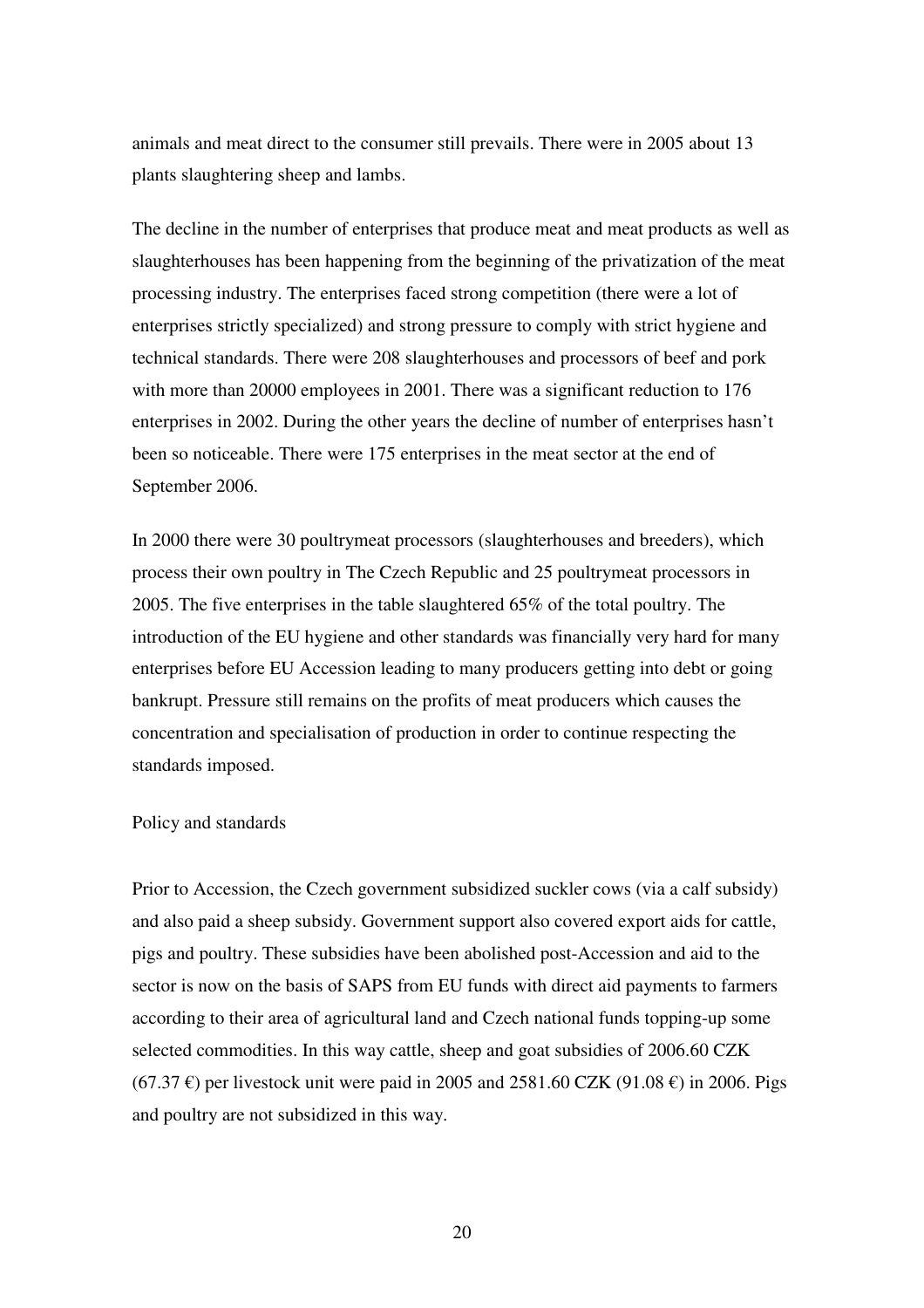animals and meat direct to the consumer still prevails. There were in 2005 about 13 plants slaughtering sheep and lambs.

The decline in the number of enterprises that produce meat and meat products as well as slaughterhouses has been happening from the beginning of the privatization of the meat processing industry. The enterprises faced strong competition (there were a lot of enterprises strictly specialized) and strong pressure to comply with strict hygiene and technical standards. There were 208 slaughterhouses and processors of beef and pork with more than 20000 employees in 2001. There was a significant reduction to 176 enterprises in 2002. During the other years the decline of number of enterprises hasn't been so noticeable. There were 175 enterprises in the meat sector at the end of September 2006.

In 2000 there were 30 poultrymeat processors (slaughterhouses and breeders), which process their own poultry in The Czech Republic and 25 poultrymeat processors in 2005. The five enterprises in the table slaughtered 65% of the total poultry. The introduction of the EU hygiene and other standards was financially very hard for many enterprises before EU Accession leading to many producers getting into debt or going bankrupt. Pressure still remains on the profits of meat producers which causes the concentration and specialisation of production in order to continue respecting the standards imposed.

Policy and standards

Prior to Accession, the Czech government subsidized suckler cows (via a calf subsidy) and also paid a sheep subsidy. Government support also covered export aids for cattle, pigs and poultry. These subsidies have been abolished post-Accession and aid to the sector is now on the basis of SAPS from EU funds with direct aid payments to farmers according to their area of agricultural land and Czech national funds topping-up some selected commodities. In this way cattle, sheep and goat subsidies of 2006.60 CZK (67.37 €) per livestock unit were paid in 2005 and 2581.60 CZK (91.08 €) in 2006. Pigs and poultry are not subsidized in this way.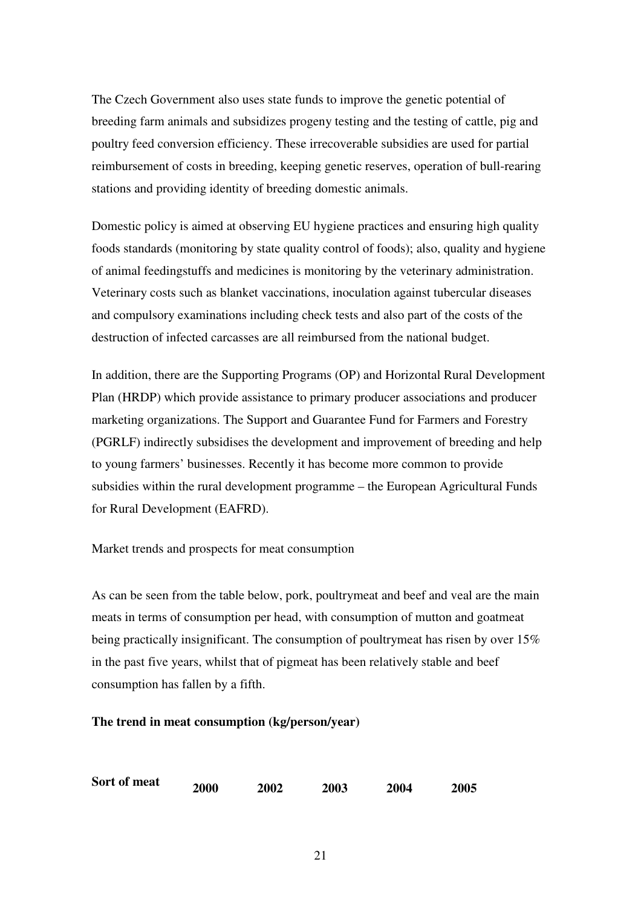The Czech Government also uses state funds to improve the genetic potential of breeding farm animals and subsidizes progeny testing and the testing of cattle, pig and poultry feed conversion efficiency. These irrecoverable subsidies are used for partial reimbursement of costs in breeding, keeping genetic reserves, operation of bull-rearing stations and providing identity of breeding domestic animals.

Domestic policy is aimed at observing EU hygiene practices and ensuring high quality foods standards (monitoring by state quality control of foods); also, quality and hygiene of animal feedingstuffs and medicines is monitoring by the veterinary administration. Veterinary costs such as blanket vaccinations, inoculation against tubercular diseases and compulsory examinations including check tests and also part of the costs of the destruction of infected carcasses are all reimbursed from the national budget.

In addition, there are the Supporting Programs (OP) and Horizontal Rural Development Plan (HRDP) which provide assistance to primary producer associations and producer marketing organizations. The Support and Guarantee Fund for Farmers and Forestry (PGRLF) indirectly subsidises the development and improvement of breeding and help to young farmers' businesses. Recently it has become more common to provide subsidies within the rural development programme – the European Agricultural Funds for Rural Development (EAFRD).

Market trends and prospects for meat consumption

As can be seen from the table below, pork, poultrymeat and beef and veal are the main meats in terms of consumption per head, with consumption of mutton and goatmeat being practically insignificant. The consumption of poultrymeat has risen by over 15% in the past five years, whilst that of pigmeat has been relatively stable and beef consumption has fallen by a fifth.

**The trend in meat consumption (kg/person/year)**

| Sort of meat | 2000 | 2002 | 2003 | 2004 | 2005 |
|---|---|---|---|---|---|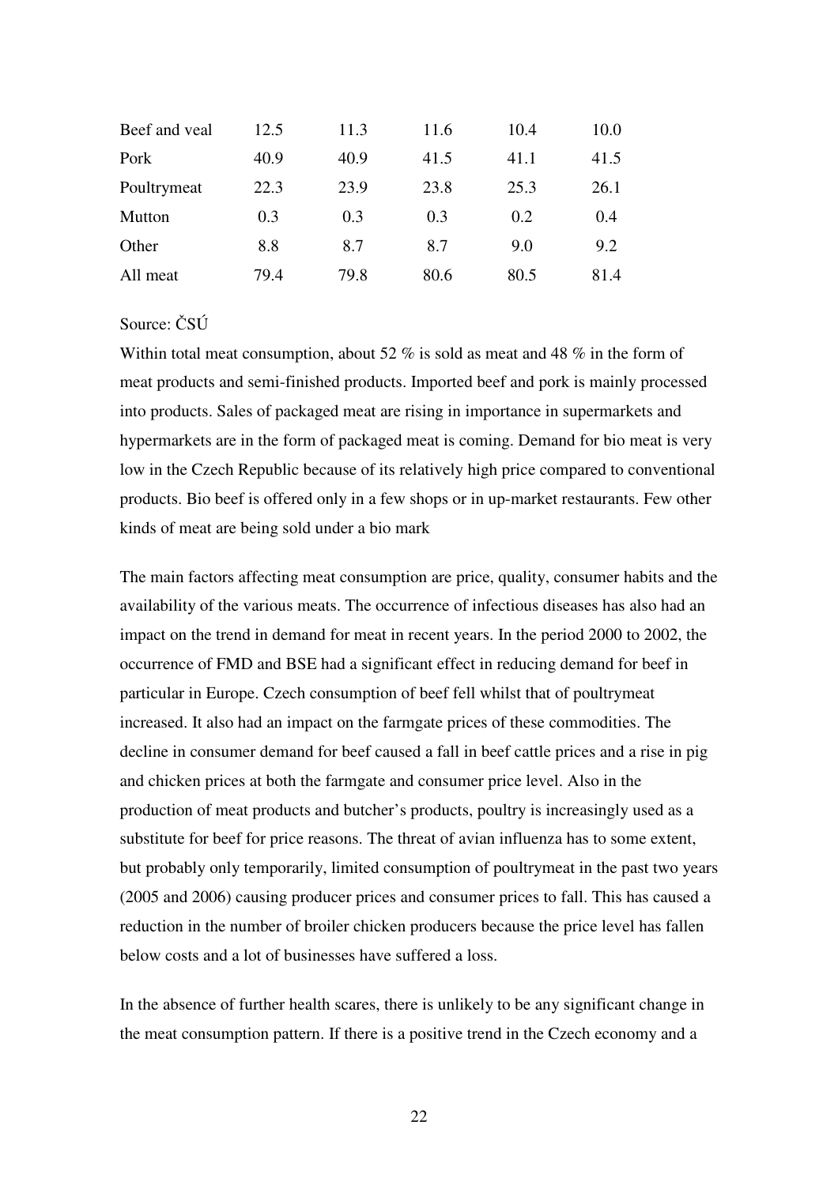| | | | | | |
|---|---|---|---|---|---|
| Beef and veal | 12.5 | 11.3 | 11.6 | 10.4 | 10.0 |
| Pork | 40.9 | 40.9 | 41.5 | 41.1 | 41.5 |
| Poultrymeat | 22.3 | 23.9 | 23.8 | 25.3 | 26.1 |
| Mutton | 0.3 | 0.3 | 0.3 | 0.2 | 0.4 |
| Other | 8.8 | 8.7 | 8.7 | 9.0 | 9.2 |
| All meat | 79.4 | 79.8 | 80.6 | 80.5 | 81.4 |

Source: ČSÚ

Within total meat consumption, about 52 % is sold as meat and 48 % in the form of meat products and semi-finished products. Imported beef and pork is mainly processed into products. Sales of packaged meat are rising in importance in supermarkets and hypermarkets are in the form of packaged meat is coming. Demand for bio meat is very low in the Czech Republic because of its relatively high price compared to conventional products. Bio beef is offered only in a few shops or in up-market restaurants. Few other kinds of meat are being sold under a bio mark

The main factors affecting meat consumption are price, quality, consumer habits and the availability of the various meats. The occurrence of infectious diseases has also had an impact on the trend in demand for meat in recent years. In the period 2000 to 2002, the occurrence of FMD and BSE had a significant effect in reducing demand for beef in particular in Europe. Czech consumption of beef fell whilst that of poultrymeat increased. It also had an impact on the farmgate prices of these commodities. The decline in consumer demand for beef caused a fall in beef cattle prices and a rise in pig and chicken prices at both the farmgate and consumer price level. Also in the production of meat products and butcher's products, poultry is increasingly used as a substitute for beef for price reasons. The threat of avian influenza has to some extent, but probably only temporarily, limited consumption of poultrymeat in the past two years (2005 and 2006) causing producer prices and consumer prices to fall. This has caused a reduction in the number of broiler chicken producers because the price level has fallen below costs and a lot of businesses have suffered a loss.

In the absence of further health scares, there is unlikely to be any significant change in the meat consumption pattern. If there is a positive trend in the Czech economy and a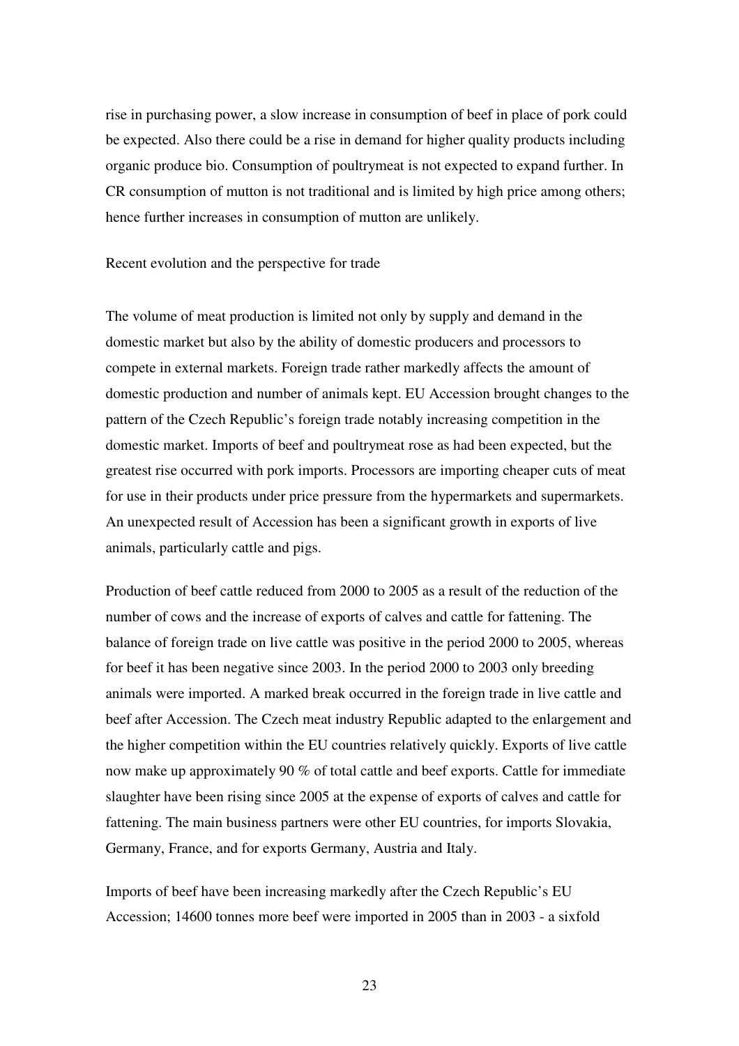rise in purchasing power, a slow increase in consumption of beef in place of pork could be expected. Also there could be a rise in demand for higher quality products including organic produce bio. Consumption of poultrymeat is not expected to expand further. In CR consumption of mutton is not traditional and is limited by high price among others; hence further increases in consumption of mutton are unlikely.

Recent evolution and the perspective for trade

The volume of meat production is limited not only by supply and demand in the domestic market but also by the ability of domestic producers and processors to compete in external markets. Foreign trade rather markedly affects the amount of domestic production and number of animals kept. EU Accession brought changes to the pattern of the Czech Republic's foreign trade notably increasing competition in the domestic market. Imports of beef and poultrymeat rose as had been expected, but the greatest rise occurred with pork imports. Processors are importing cheaper cuts of meat for use in their products under price pressure from the hypermarkets and supermarkets. An unexpected result of Accession has been a significant growth in exports of live animals, particularly cattle and pigs.

Production of beef cattle reduced from 2000 to 2005 as a result of the reduction of the number of cows and the increase of exports of calves and cattle for fattening. The balance of foreign trade on live cattle was positive in the period 2000 to 2005, whereas for beef it has been negative since 2003. In the period 2000 to 2003 only breeding animals were imported. A marked break occurred in the foreign trade in live cattle and beef after Accession. The Czech meat industry Republic adapted to the enlargement and the higher competition within the EU countries relatively quickly. Exports of live cattle now make up approximately 90 % of total cattle and beef exports. Cattle for immediate slaughter have been rising since 2005 at the expense of exports of calves and cattle for fattening. The main business partners were other EU countries, for imports Slovakia, Germany, France, and for exports Germany, Austria and Italy.

Imports of beef have been increasing markedly after the Czech Republic's EU Accession; 14600 tonnes more beef were imported in 2005 than in 2003 - a sixfold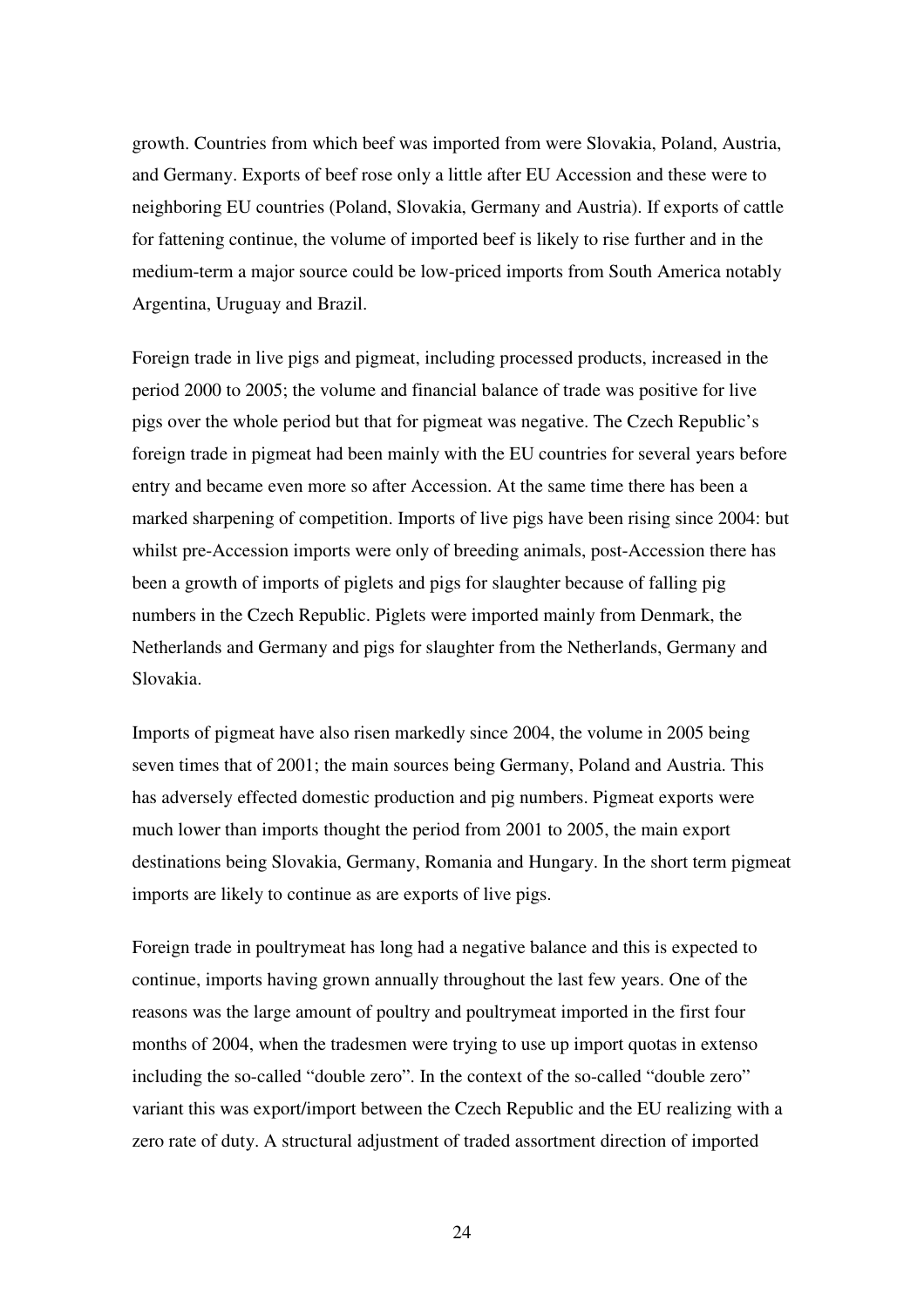growth. Countries from which beef was imported from were Slovakia, Poland, Austria, and Germany. Exports of beef rose only a little after EU Accession and these were to neighboring EU countries (Poland, Slovakia, Germany and Austria). If exports of cattle for fattening continue, the volume of imported beef is likely to rise further and in the medium-term a major source could be low-priced imports from South America notably Argentina, Uruguay and Brazil.

Foreign trade in live pigs and pigmeat, including processed products, increased in the period 2000 to 2005; the volume and financial balance of trade was positive for live pigs over the whole period but that for pigmeat was negative. The Czech Republic's foreign trade in pigmeat had been mainly with the EU countries for several years before entry and became even more so after Accession. At the same time there has been a marked sharpening of competition. Imports of live pigs have been rising since 2004: but whilst pre-Accession imports were only of breeding animals, post-Accession there has been a growth of imports of piglets and pigs for slaughter because of falling pig numbers in the Czech Republic. Piglets were imported mainly from Denmark, the Netherlands and Germany and pigs for slaughter from the Netherlands, Germany and Slovakia.

Imports of pigmeat have also risen markedly since 2004, the volume in 2005 being seven times that of 2001; the main sources being Germany, Poland and Austria. This has adversely effected domestic production and pig numbers. Pigmeat exports were much lower than imports thought the period from 2001 to 2005, the main export destinations being Slovakia, Germany, Romania and Hungary. In the short term pigmeat imports are likely to continue as are exports of live pigs.

Foreign trade in poultrymeat has long had a negative balance and this is expected to continue, imports having grown annually throughout the last few years. One of the reasons was the large amount of poultry and poultrymeat imported in the first four months of 2004, when the tradesmen were trying to use up import quotas in extenso including the so-called "double zero". In the context of the so-called "double zero" variant this was export/import between the Czech Republic and the EU realizing with a zero rate of duty. A structural adjustment of traded assortment direction of imported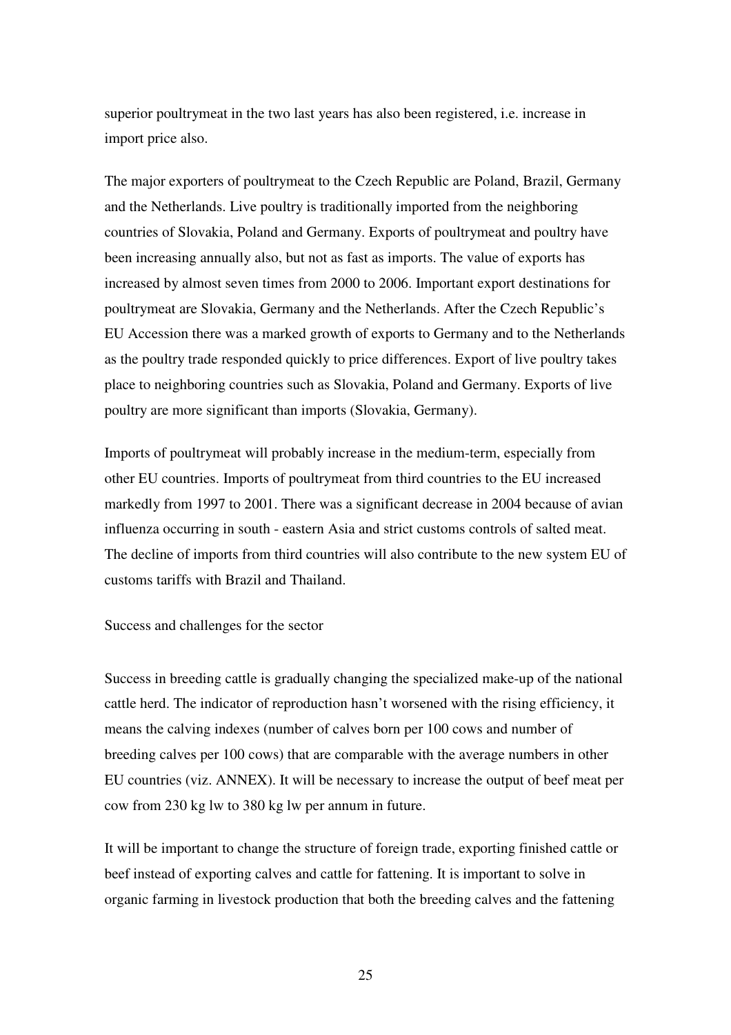superior poultrymeat in the two last years has also been registered, i.e. increase in import price also.

The major exporters of poultrymeat to the Czech Republic are Poland, Brazil, Germany and the Netherlands. Live poultry is traditionally imported from the neighboring countries of Slovakia, Poland and Germany. Exports of poultrymeat and poultry have been increasing annually also, but not as fast as imports. The value of exports has increased by almost seven times from 2000 to 2006. Important export destinations for poultrymeat are Slovakia, Germany and the Netherlands. After the Czech Republic's EU Accession there was a marked growth of exports to Germany and to the Netherlands as the poultry trade responded quickly to price differences. Export of live poultry takes place to neighboring countries such as Slovakia, Poland and Germany. Exports of live poultry are more significant than imports (Slovakia, Germany).

Imports of poultrymeat will probably increase in the medium-term, especially from other EU countries. Imports of poultrymeat from third countries to the EU increased markedly from 1997 to 2001. There was a significant decrease in 2004 because of avian influenza occurring in south - eastern Asia and strict customs controls of salted meat. The decline of imports from third countries will also contribute to the new system EU of customs tariffs with Brazil and Thailand.

Success and challenges for the sector

Success in breeding cattle is gradually changing the specialized make-up of the national cattle herd. The indicator of reproduction hasn't worsened with the rising efficiency, it means the calving indexes (number of calves born per 100 cows and number of breeding calves per 100 cows) that are comparable with the average numbers in other EU countries (viz. ANNEX). It will be necessary to increase the output of beef meat per cow from 230 kg lw to 380 kg lw per annum in future.

It will be important to change the structure of foreign trade, exporting finished cattle or beef instead of exporting calves and cattle for fattening. It is important to solve in organic farming in livestock production that both the breeding calves and the fattening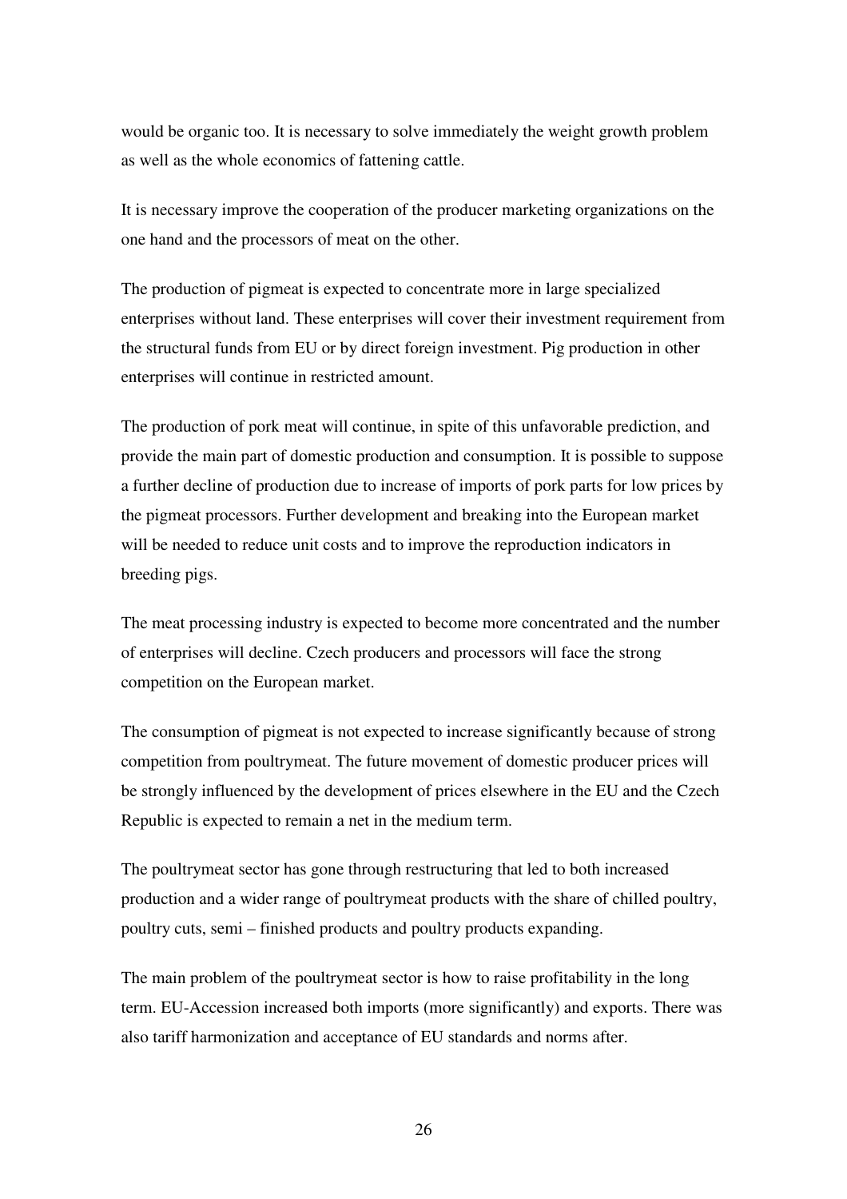would be organic too. It is necessary to solve immediately the weight growth problem as well as the whole economics of fattening cattle.

It is necessary improve the cooperation of the producer marketing organizations on the one hand and the processors of meat on the other.

The production of pigmeat is expected to concentrate more in large specialized enterprises without land. These enterprises will cover their investment requirement from the structural funds from EU or by direct foreign investment. Pig production in other enterprises will continue in restricted amount.

The production of pork meat will continue, in spite of this unfavorable prediction, and provide the main part of domestic production and consumption. It is possible to suppose a further decline of production due to increase of imports of pork parts for low prices by the pigmeat processors. Further development and breaking into the European market will be needed to reduce unit costs and to improve the reproduction indicators in breeding pigs.

The meat processing industry is expected to become more concentrated and the number of enterprises will decline. Czech producers and processors will face the strong competition on the European market.

The consumption of pigmeat is not expected to increase significantly because of strong competition from poultrymeat. The future movement of domestic producer prices will be strongly influenced by the development of prices elsewhere in the EU and the Czech Republic is expected to remain a net in the medium term.

The poultrymeat sector has gone through restructuring that led to both increased production and a wider range of poultrymeat products with the share of chilled poultry, poultry cuts, semi – finished products and poultry products expanding.

The main problem of the poultrymeat sector is how to raise profitability in the long term. EU-Accession increased both imports (more significantly) and exports. There was also tariff harmonization and acceptance of EU standards and norms after.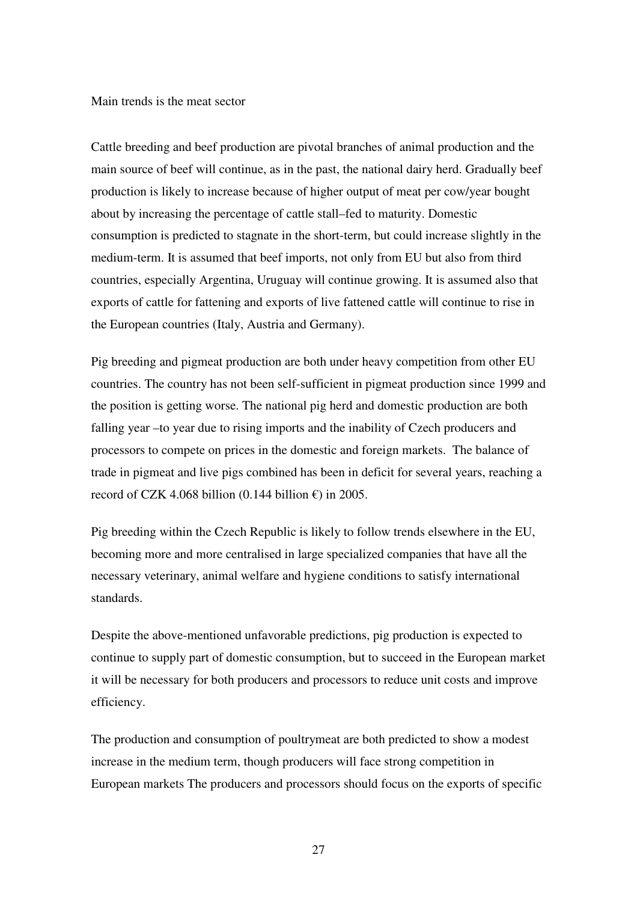Main trends is the meat sector

Cattle breeding and beef production are pivotal branches of animal production and the main source of beef will continue, as in the past, the national dairy herd. Gradually beef production is likely to increase because of higher output of meat per cow/year bought about by increasing the percentage of cattle stall–fed to maturity. Domestic consumption is predicted to stagnate in the short-term, but could increase slightly in the medium-term. It is assumed that beef imports, not only from EU but also from third countries, especially Argentina, Uruguay will continue growing. It is assumed also that exports of cattle for fattening and exports of live fattened cattle will continue to rise in the European countries (Italy, Austria and Germany).

Pig breeding and pigmeat production are both under heavy competition from other EU countries. The country has not been self-sufficient in pigmeat production since 1999 and the position is getting worse. The national pig herd and domestic production are both falling year –to year due to rising imports and the inability of Czech producers and processors to compete on prices in the domestic and foreign markets. The balance of trade in pigmeat and live pigs combined has been in deficit for several years, reaching a record of CZK 4.068 billion (0.144 billion €) in 2005.

Pig breeding within the Czech Republic is likely to follow trends elsewhere in the EU, becoming more and more centralised in large specialized companies that have all the necessary veterinary, animal welfare and hygiene conditions to satisfy international standards.

Despite the above-mentioned unfavorable predictions, pig production is expected to continue to supply part of domestic consumption, but to succeed in the European market it will be necessary for both producers and processors to reduce unit costs and improve efficiency.

The production and consumption of poultrymeat are both predicted to show a modest increase in the medium term, though producers will face strong competition in European markets The producers and processors should focus on the exports of specific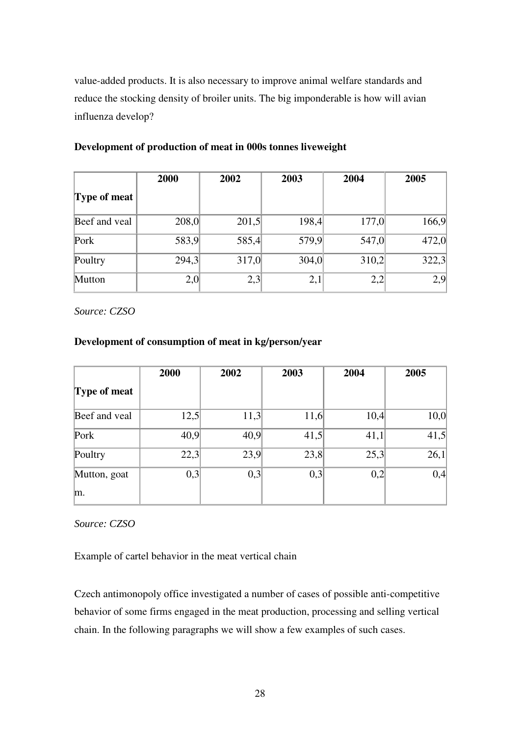value-added products. It is also necessary to improve animal welfare standards and reduce the stocking density of broiler units. The big imponderable is how will avian influenza develop?

**Development of production of meat in 000s tonnes liveweight**

| Type of meat | 2000 | 2002 | 2003 | 2004 | 2005 |
|---|---|---|---|---|---|
| Beef and veal | 208,0 | 201,5 | 198,4 | 177,0 | 166,9 |
| Pork | 583,9 | 585,4 | 579,9 | 547,0 | 472,0 |
| Poultry | 294,3 | 317,0 | 304,0 | 310,2 | 322,3 |
| Mutton | 2,0 | 2,3 | 2,1 | 2,2 | 2,9 |

*Source: CZSO*

**Development of consumption of meat in kg/person/year**

| Type of meat | 2000 | 2002 | 2003 | 2004 | 2005 |
|---|---|---|---|---|---|
| Beef and veal | 12,5 | 11,3 | 11,6 | 10,4 | 10,0 |
| Pork | 40,9 | 40,9 | 41,5 | 41,1 | 41,5 |
| Poultry | 22,3 | 23,9 | 23,8 | 25,3 | 26,1 |
| Mutton, goat m. | 0,3 | 0,3 | 0,3 | 0,2 | 0,4 |

*Source: CZSO*

Example of cartel behavior in the meat vertical chain

Czech antimonopoly office investigated a number of cases of possible anti-competitive behavior of some firms engaged in the meat production, processing and selling vertical chain. In the following paragraphs we will show a few examples of such cases.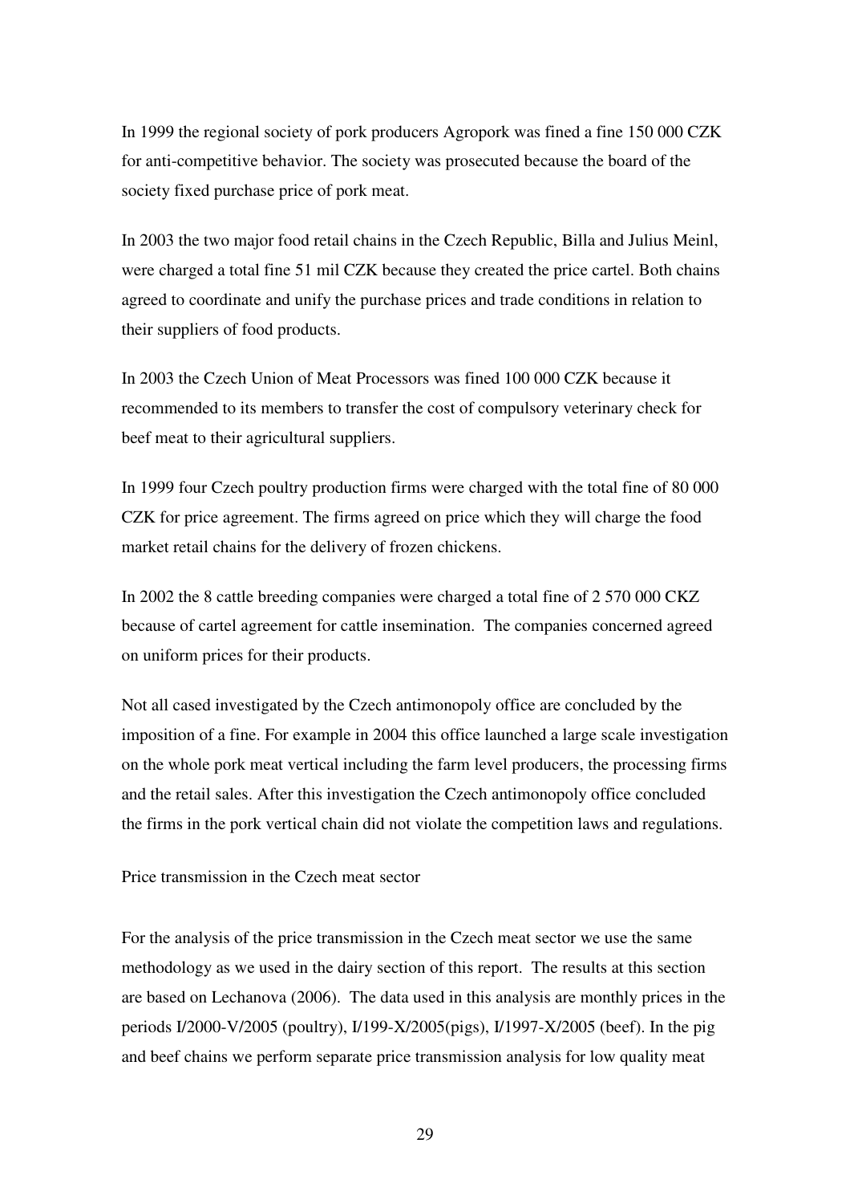In 1999 the regional society of pork producers Agropork was fined a fine 150 000 CZK for anti-competitive behavior. The society was prosecuted because the board of the society fixed purchase price of pork meat.

In 2003 the two major food retail chains in the Czech Republic, Billa and Julius Meinl, were charged a total fine 51 mil CZK because they created the price cartel. Both chains agreed to coordinate and unify the purchase prices and trade conditions in relation to their suppliers of food products.

In 2003 the Czech Union of Meat Processors was fined 100 000 CZK because it recommended to its members to transfer the cost of compulsory veterinary check for beef meat to their agricultural suppliers.

In 1999 four Czech poultry production firms were charged with the total fine of 80 000 CZK for price agreement. The firms agreed on price which they will charge the food market retail chains for the delivery of frozen chickens.

In 2002 the 8 cattle breeding companies were charged a total fine of 2 570 000 CKZ because of cartel agreement for cattle insemination. The companies concerned agreed on uniform prices for their products.

Not all cased investigated by the Czech antimonopoly office are concluded by the imposition of a fine. For example in 2004 this office launched a large scale investigation on the whole pork meat vertical including the farm level producers, the processing firms and the retail sales. After this investigation the Czech antimonopoly office concluded the firms in the pork vertical chain did not violate the competition laws and regulations.

Price transmission in the Czech meat sector

For the analysis of the price transmission in the Czech meat sector we use the same methodology as we used in the dairy section of this report. The results at this section are based on Lechanova (2006). The data used in this analysis are monthly prices in the periods I/2000-V/2005 (poultry), I/199-X/2005(pigs), I/1997-X/2005 (beef). In the pig and beef chains we perform separate price transmission analysis for low quality meat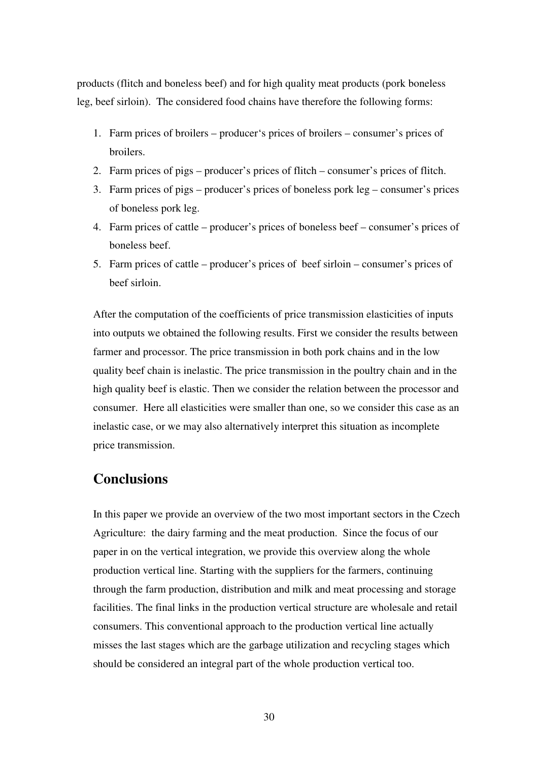products (flitch and boneless beef) and for high quality meat products (pork boneless leg, beef sirloin). The considered food chains have therefore the following forms:

1. Farm prices of broilers – producer‘s prices of broilers – consumer’s prices of broilers.
2. Farm prices of pigs – producer’s prices of flitch – consumer’s prices of flitch.
3. Farm prices of pigs – producer’s prices of boneless pork leg – consumer’s prices of boneless pork leg.
4. Farm prices of cattle – producer’s prices of boneless beef – consumer’s prices of boneless beef.
5. Farm prices of cattle – producer’s prices of beef sirloin – consumer’s prices of beef sirloin.

After the computation of the coefficients of price transmission elasticities of inputs into outputs we obtained the following results. First we consider the results between farmer and processor. The price transmission in both pork chains and in the low quality beef chain is inelastic. The price transmission in the poultry chain and in the high quality beef is elastic. Then we consider the relation between the processor and consumer. Here all elasticities were smaller than one, so we consider this case as an inelastic case, or we may also alternatively interpret this situation as incomplete price transmission.

## Conclusions

In this paper we provide an overview of the two most important sectors in the Czech Agriculture: the dairy farming and the meat production. Since the focus of our paper in on the vertical integration, we provide this overview along the whole production vertical line. Starting with the suppliers for the farmers, continuing through the farm production, distribution and milk and meat processing and storage facilities. The final links in the production vertical structure are wholesale and retail consumers. This conventional approach to the production vertical line actually misses the last stages which are the garbage utilization and recycling stages which should be considered an integral part of the whole production vertical too.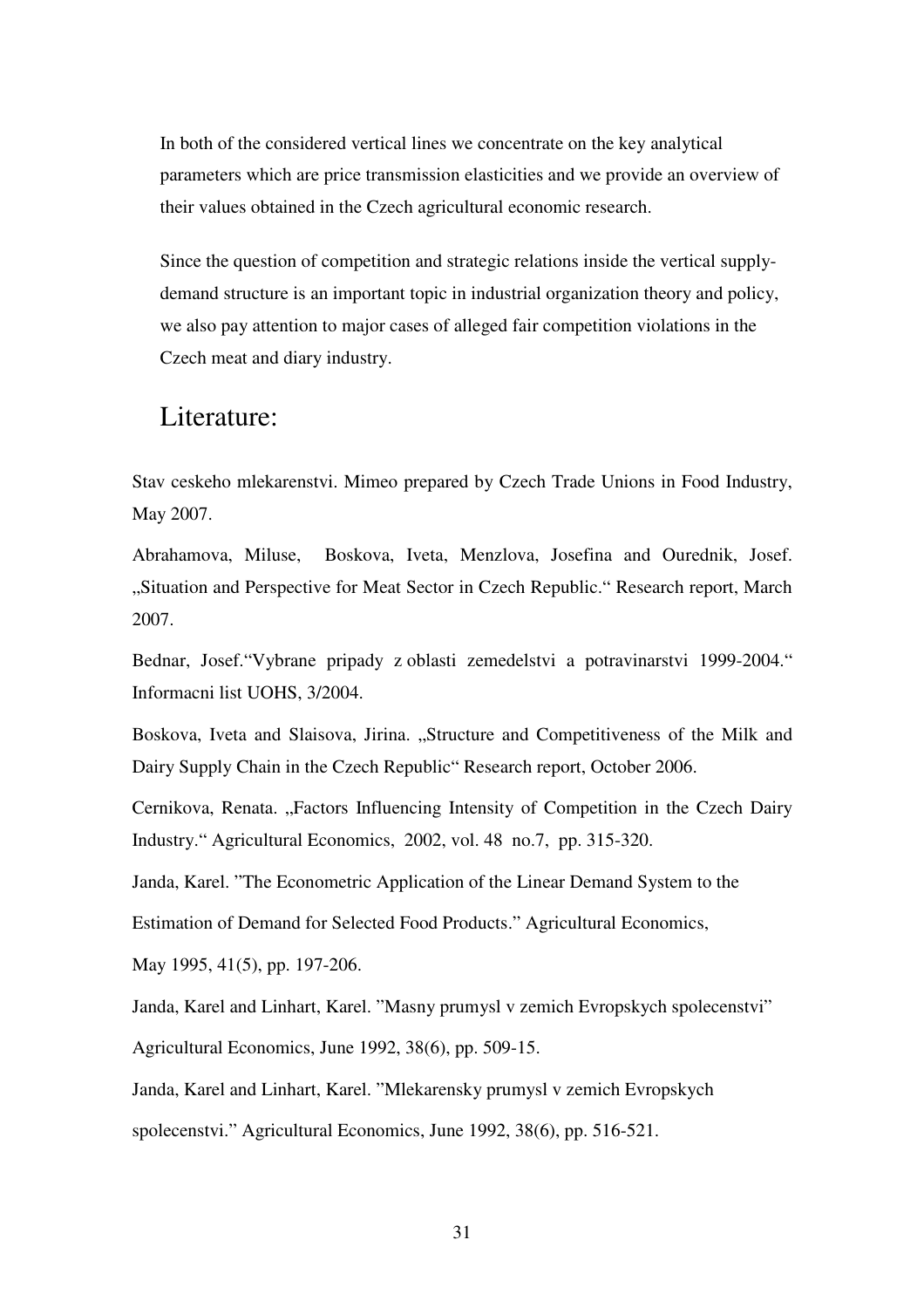In both of the considered vertical lines we concentrate on the key analytical parameters which are price transmission elasticities and we provide an overview of their values obtained in the Czech agricultural economic research.

Since the question of competition and strategic relations inside the vertical supply-demand structure is an important topic in industrial organization theory and policy, we also pay attention to major cases of alleged fair competition violations in the Czech meat and diary industry.

# Literature:

Stav ceskeho mlekarenstvi. Mimeo prepared by Czech Trade Unions in Food Industry, May 2007.

Abrahamova, Miluse, Boskova, Iveta, Menzlova, Josefina and Ourednik, Josef. „Situation and Perspective for Meat Sector in Czech Republic." Research report, March 2007.

Bednar, Josef."Vybrane pripady z oblasti zemedelstvi a potravinarstvi 1999-2004." Informacni list UOHS, 3/2004.

Boskova, Iveta and Slaisova, Jirina. „Structure and Competitiveness of the Milk and Dairy Supply Chain in the Czech Republic" Research report, October 2006.

Cernikova, Renata. „Factors Influencing Intensity of Competition in the Czech Dairy Industry." Agricultural Economics, 2002, vol. 48 no.7, pp. 315-320.

Janda, Karel. "The Econometric Application of the Linear Demand System to the Estimation of Demand for Selected Food Products." Agricultural Economics, May 1995, 41(5), pp. 197-206.

Janda, Karel and Linhart, Karel. "Masny prumysl v zemich Evropskych spolecenstvi" Agricultural Economics, June 1992, 38(6), pp. 509-15.

Janda, Karel and Linhart, Karel. "Mlekarensky prumysl v zemich Evropskych spolecenstvi." Agricultural Economics, June 1992, 38(6), pp. 516-521.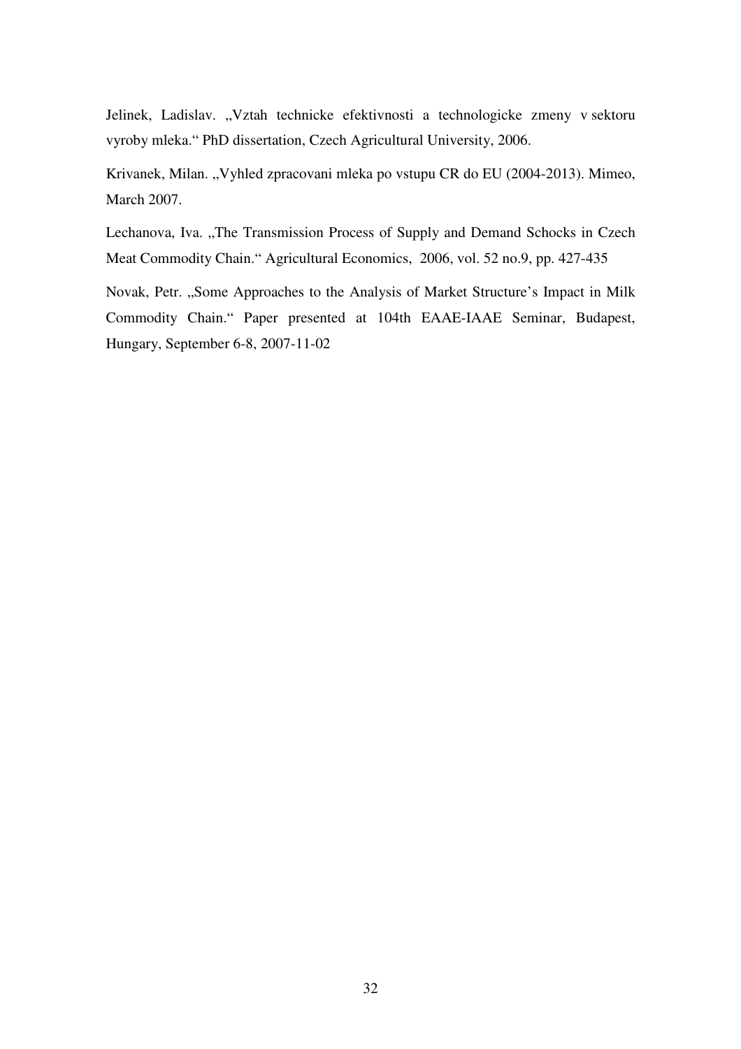Jelinek, Ladislav. „Vztah technicke efektivnosti a technologicke zmeny v sektoru vyroby mleka." PhD dissertation, Czech Agricultural University, 2006.

Krivanek, Milan. „Vyhled zpracovani mleka po vstupu CR do EU (2004-2013). Mimeo, March 2007.

Lechanova, Iva. „The Transmission Process of Supply and Demand Schocks in Czech Meat Commodity Chain." Agricultural Economics, 2006, vol. 52 no.9, pp. 427-435

Novak, Petr. „Some Approaches to the Analysis of Market Structure's Impact in Milk Commodity Chain." Paper presented at 104th EAAE-IAAE Seminar, Budapest, Hungary, September 6-8, 2007-11-02